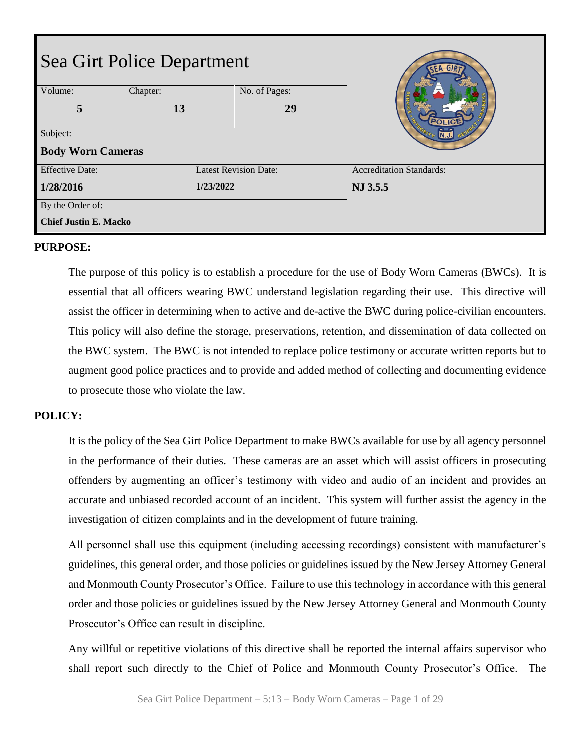| Sea Girt Police Department | | | |
| --- | --- | --- | --- |
| Volume: **5** | Chapter: **13** | No. of Pages: **29** | |
| Subject: **Body Worn Cameras** | | | |
| Effective Date: **1/28/2016** | Latest Revision Date: **1/23/2022** | | Accreditation Standards: **NJ 3.5.5** |
| By the Order of: **Chief Justin E. Macko** | | | |

**PURPOSE:**

The purpose of this policy is to establish a procedure for the use of Body Worn Cameras (BWCs). It is essential that all officers wearing BWC understand legislation regarding their use. This directive will assist the officer in determining when to active and de-active the BWC during police-civilian encounters. This policy will also define the storage, preservations, retention, and dissemination of data collected on the BWC system. The BWC is not intended to replace police testimony or accurate written reports but to augment good police practices and to provide and added method of collecting and documenting evidence to prosecute those who violate the law.

**POLICY:**

It is the policy of the Sea Girt Police Department to make BWCs available for use by all agency personnel in the performance of their duties. These cameras are an asset which will assist officers in prosecuting offenders by augmenting an officer's testimony with video and audio of an incident and provides an accurate and unbiased recorded account of an incident. This system will further assist the agency in the investigation of citizen complaints and in the development of future training.

All personnel shall use this equipment (including accessing recordings) consistent with manufacturer's guidelines, this general order, and those policies or guidelines issued by the New Jersey Attorney General and Monmouth County Prosecutor's Office. Failure to use this technology in accordance with this general order and those policies or guidelines issued by the New Jersey Attorney General and Monmouth County Prosecutor's Office can result in discipline.

Any willful or repetitive violations of this directive shall be reported the internal affairs supervisor who shall report such directly to the Chief of Police and Monmouth County Prosecutor's Office. The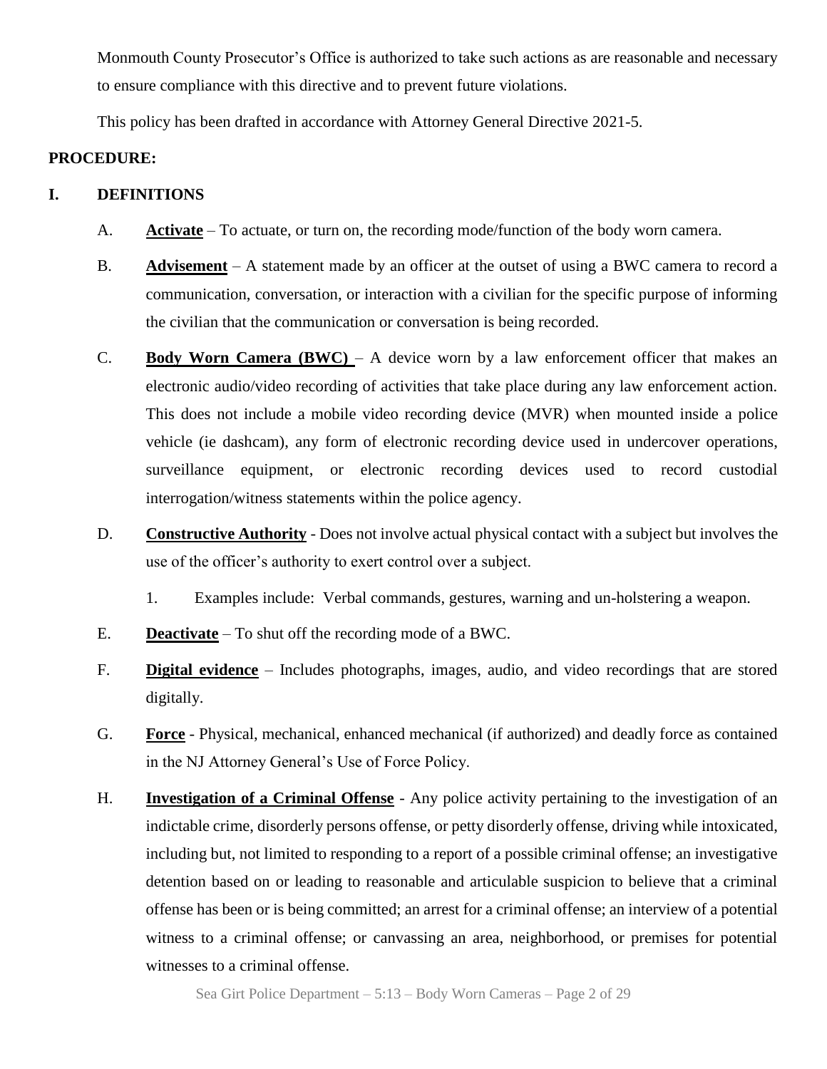Monmouth County Prosecutor's Office is authorized to take such actions as are reasonable and necessary to ensure compliance with this directive and to prevent future violations.

This policy has been drafted in accordance with Attorney General Directive 2021-5.

**PROCEDURE:**

**I. DEFINITIONS**

A. **Activate** – To actuate, or turn on, the recording mode/function of the body worn camera.

B. **Advisement** – A statement made by an officer at the outset of using a BWC camera to record a communication, conversation, or interaction with a civilian for the specific purpose of informing the civilian that the communication or conversation is being recorded.

C. **Body Worn Camera (BWC)** – A device worn by a law enforcement officer that makes an electronic audio/video recording of activities that take place during any law enforcement action. This does not include a mobile video recording device (MVR) when mounted inside a police vehicle (ie dashcam), any form of electronic recording device used in undercover operations, surveillance equipment, or electronic recording devices used to record custodial interrogation/witness statements within the police agency.

D. **Constructive Authority** - Does not involve actual physical contact with a subject but involves the use of the officer's authority to exert control over a subject.

1. Examples include: Verbal commands, gestures, warning and un-holstering a weapon.

E. **Deactivate** – To shut off the recording mode of a BWC.

F. **Digital evidence** – Includes photographs, images, audio, and video recordings that are stored digitally.

G. **Force** - Physical, mechanical, enhanced mechanical (if authorized) and deadly force as contained in the NJ Attorney General's Use of Force Policy.

H. **Investigation of a Criminal Offense** - Any police activity pertaining to the investigation of an indictable crime, disorderly persons offense, or petty disorderly offense, driving while intoxicated, including but, not limited to responding to a report of a possible criminal offense; an investigative detention based on or leading to reasonable and articulable suspicion to believe that a criminal offense has been or is being committed; an arrest for a criminal offense; an interview of a potential witness to a criminal offense; or canvassing an area, neighborhood, or premises for potential witnesses to a criminal offense.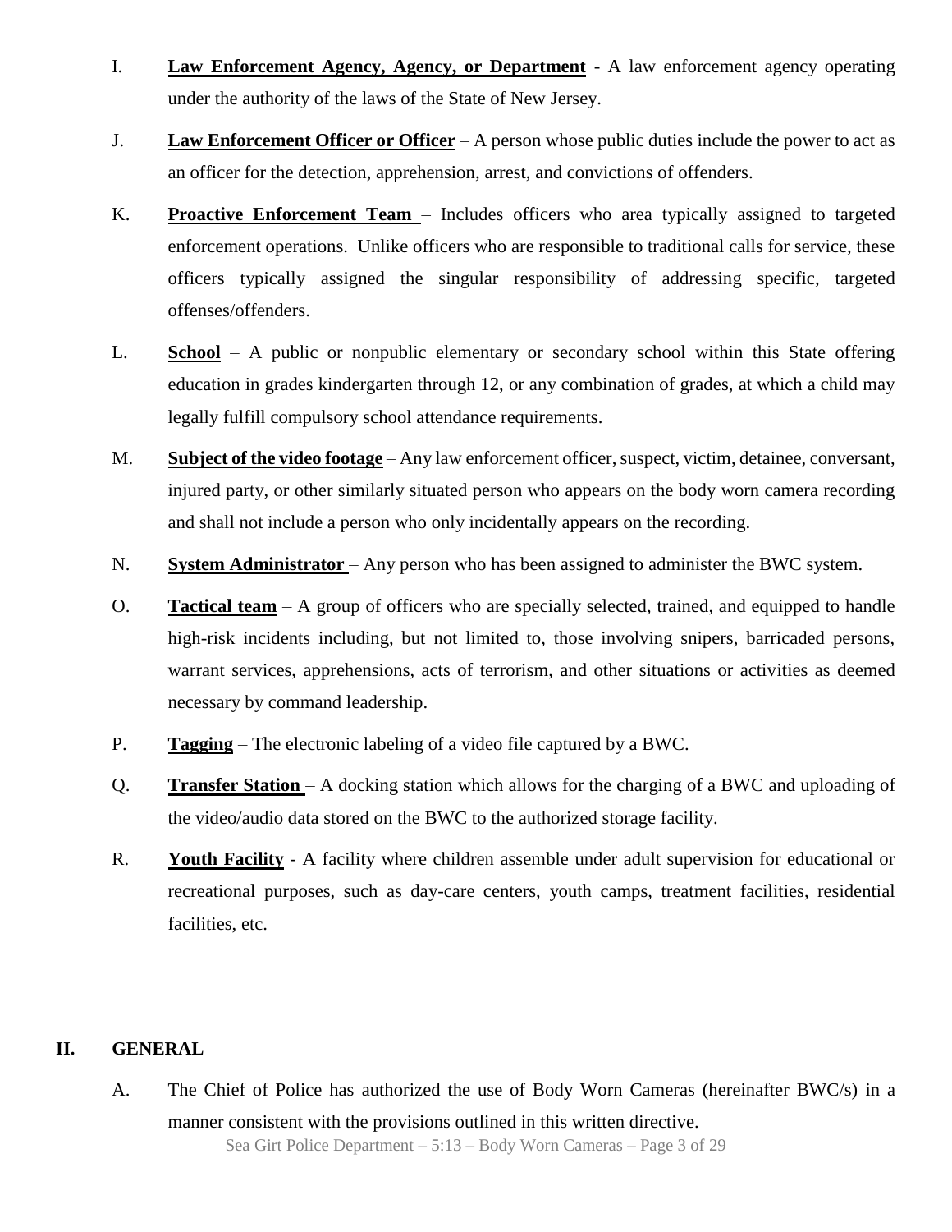I. **Law Enforcement Agency, Agency, or Department** - A law enforcement agency operating under the authority of the laws of the State of New Jersey.

J. **Law Enforcement Officer or Officer** – A person whose public duties include the power to act as an officer for the detection, apprehension, arrest, and convictions of offenders.

K. **Proactive Enforcement Team** – Includes officers who area typically assigned to targeted enforcement operations. Unlike officers who are responsible to traditional calls for service, these officers typically assigned the singular responsibility of addressing specific, targeted offenses/offenders.

L. **School** – A public or nonpublic elementary or secondary school within this State offering education in grades kindergarten through 12, or any combination of grades, at which a child may legally fulfill compulsory school attendance requirements.

M. **Subject of the video footage** – Any law enforcement officer, suspect, victim, detainee, conversant, injured party, or other similarly situated person who appears on the body worn camera recording and shall not include a person who only incidentally appears on the recording.

N. **System Administrator** – Any person who has been assigned to administer the BWC system.

O. **Tactical team** – A group of officers who are specially selected, trained, and equipped to handle high-risk incidents including, but not limited to, those involving snipers, barricaded persons, warrant services, apprehensions, acts of terrorism, and other situations or activities as deemed necessary by command leadership.

P. **Tagging** – The electronic labeling of a video file captured by a BWC.

Q. **Transfer Station** – A docking station which allows for the charging of a BWC and uploading of the video/audio data stored on the BWC to the authorized storage facility.

R. **Youth Facility** - A facility where children assemble under adult supervision for educational or recreational purposes, such as day-care centers, youth camps, treatment facilities, residential facilities, etc.

## II. GENERAL

A. The Chief of Police has authorized the use of Body Worn Cameras (hereinafter BWC/s) in a manner consistent with the provisions outlined in this written directive.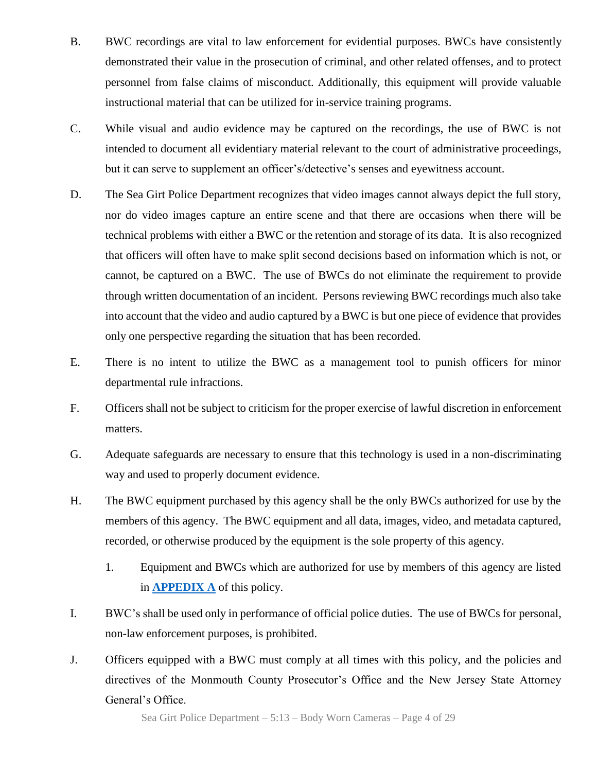B. BWC recordings are vital to law enforcement for evidential purposes. BWCs have consistently demonstrated their value in the prosecution of criminal, and other related offenses, and to protect personnel from false claims of misconduct. Additionally, this equipment will provide valuable instructional material that can be utilized for in-service training programs.

C. While visual and audio evidence may be captured on the recordings, the use of BWC is not intended to document all evidentiary material relevant to the court of administrative proceedings, but it can serve to supplement an officer's/detective's senses and eyewitness account.

D. The Sea Girt Police Department recognizes that video images cannot always depict the full story, nor do video images capture an entire scene and that there are occasions when there will be technical problems with either a BWC or the retention and storage of its data. It is also recognized that officers will often have to make split second decisions based on information which is not, or cannot, be captured on a BWC. The use of BWCs do not eliminate the requirement to provide through written documentation of an incident. Persons reviewing BWC recordings much also take into account that the video and audio captured by a BWC is but one piece of evidence that provides only one perspective regarding the situation that has been recorded.

E. There is no intent to utilize the BWC as a management tool to punish officers for minor departmental rule infractions.

F. Officers shall not be subject to criticism for the proper exercise of lawful discretion in enforcement matters.

G. Adequate safeguards are necessary to ensure that this technology is used in a non-discriminating way and used to properly document evidence.

H. The BWC equipment purchased by this agency shall be the only BWCs authorized for use by the members of this agency. The BWC equipment and all data, images, video, and metadata captured, recorded, or otherwise produced by the equipment is the sole property of this agency.

   1. Equipment and BWCs which are authorized for use by members of this agency are listed in **APPENDIX A** of this policy.

I. BWC's shall be used only in performance of official police duties. The use of BWCs for personal, non-law enforcement purposes, is prohibited.

J. Officers equipped with a BWC must comply at all times with this policy, and the policies and directives of the Monmouth County Prosecutor's Office and the New Jersey State Attorney General's Office.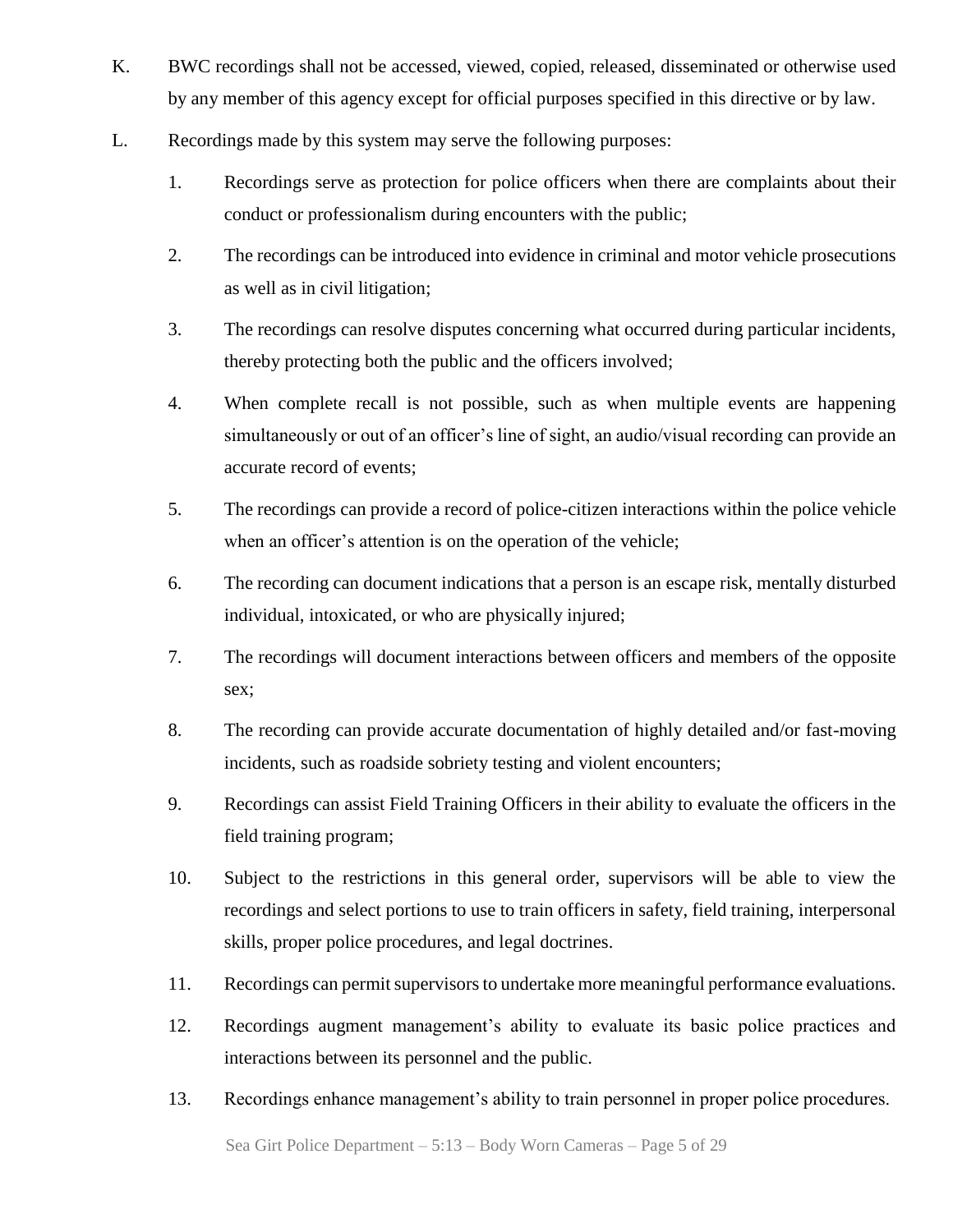K. BWC recordings shall not be accessed, viewed, copied, released, disseminated or otherwise used by any member of this agency except for official purposes specified in this directive or by law.

L. Recordings made by this system may serve the following purposes:

1. Recordings serve as protection for police officers when there are complaints about their conduct or professionalism during encounters with the public;

2. The recordings can be introduced into evidence in criminal and motor vehicle prosecutions as well as in civil litigation;

3. The recordings can resolve disputes concerning what occurred during particular incidents, thereby protecting both the public and the officers involved;

4. When complete recall is not possible, such as when multiple events are happening simultaneously or out of an officer's line of sight, an audio/visual recording can provide an accurate record of events;

5. The recordings can provide a record of police-citizen interactions within the police vehicle when an officer's attention is on the operation of the vehicle;

6. The recording can document indications that a person is an escape risk, mentally disturbed individual, intoxicated, or who are physically injured;

7. The recordings will document interactions between officers and members of the opposite sex;

8. The recording can provide accurate documentation of highly detailed and/or fast-moving incidents, such as roadside sobriety testing and violent encounters;

9. Recordings can assist Field Training Officers in their ability to evaluate the officers in the field training program;

10. Subject to the restrictions in this general order, supervisors will be able to view the recordings and select portions to use to train officers in safety, field training, interpersonal skills, proper police procedures, and legal doctrines.

11. Recordings can permit supervisors to undertake more meaningful performance evaluations.

12. Recordings augment management's ability to evaluate its basic police practices and interactions between its personnel and the public.

13. Recordings enhance management's ability to train personnel in proper police procedures.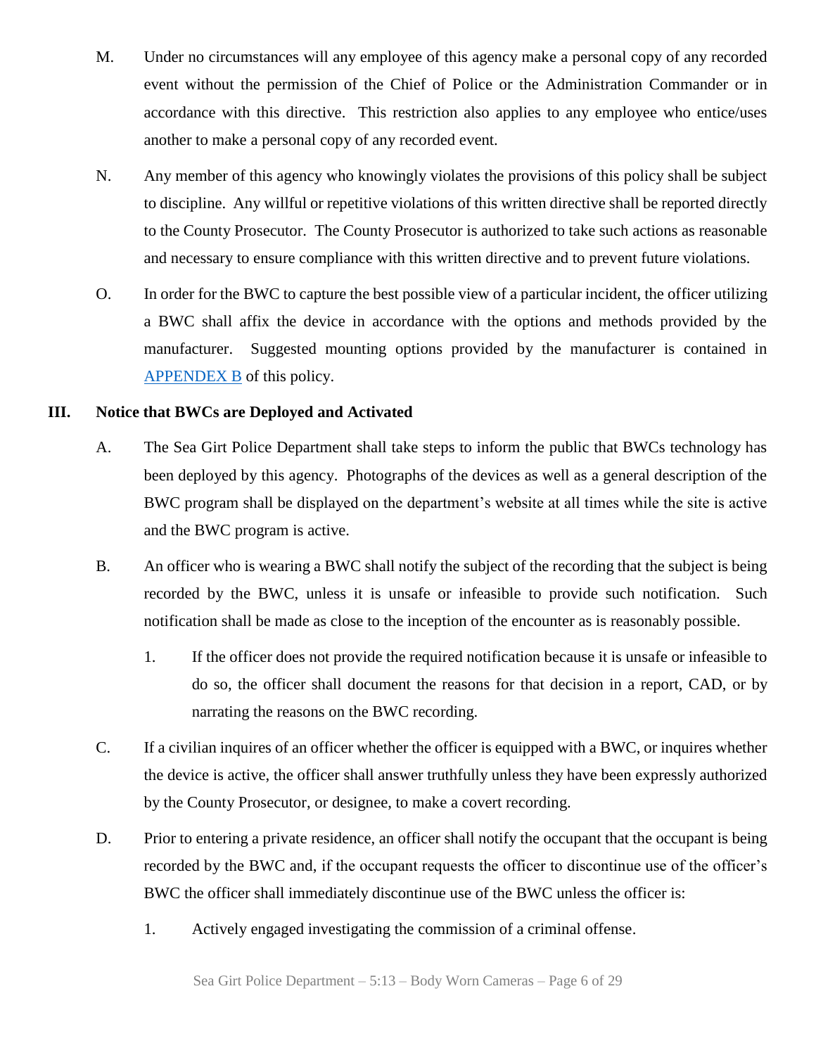M. Under no circumstances will any employee of this agency make a personal copy of any recorded event without the permission of the Chief of Police or the Administration Commander or in accordance with this directive. This restriction also applies to any employee who entice/uses another to make a personal copy of any recorded event.

N. Any member of this agency who knowingly violates the provisions of this policy shall be subject to discipline. Any willful or repetitive violations of this written directive shall be reported directly to the County Prosecutor. The County Prosecutor is authorized to take such actions as reasonable and necessary to ensure compliance with this written directive and to prevent future violations.

O. In order for the BWC to capture the best possible view of a particular incident, the officer utilizing a BWC shall affix the device in accordance with the options and methods provided by the manufacturer. Suggested mounting options provided by the manufacturer is contained in APPENDEX B of this policy.

## III. Notice that BWCs are Deployed and Activated

A. The Sea Girt Police Department shall take steps to inform the public that BWCs technology has been deployed by this agency. Photographs of the devices as well as a general description of the BWC program shall be displayed on the department's website at all times while the site is active and the BWC program is active.

B. An officer who is wearing a BWC shall notify the subject of the recording that the subject is being recorded by the BWC, unless it is unsafe or infeasible to provide such notification. Such notification shall be made as close to the inception of the encounter as is reasonably possible.

   1. If the officer does not provide the required notification because it is unsafe or infeasible to do so, the officer shall document the reasons for that decision in a report, CAD, or by narrating the reasons on the BWC recording.

C. If a civilian inquires of an officer whether the officer is equipped with a BWC, or inquires whether the device is active, the officer shall answer truthfully unless they have been expressly authorized by the County Prosecutor, or designee, to make a covert recording.

D. Prior to entering a private residence, an officer shall notify the occupant that the occupant is being recorded by the BWC and, if the occupant requests the officer to discontinue use of the officer's BWC the officer shall immediately discontinue use of the BWC unless the officer is:

   1. Actively engaged investigating the commission of a criminal offense.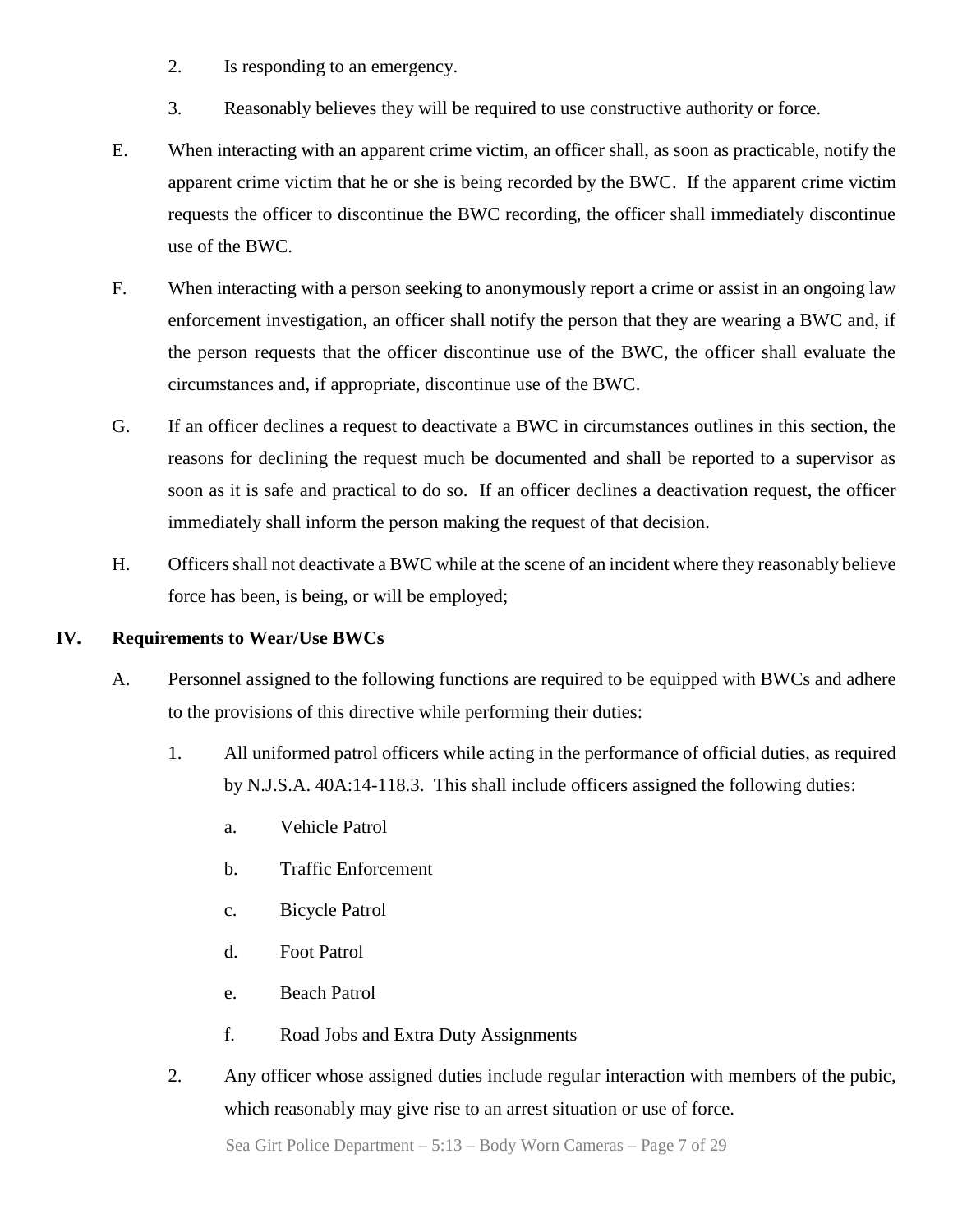2. Is responding to an emergency.

3. Reasonably believes they will be required to use constructive authority or force.

E. When interacting with an apparent crime victim, an officer shall, as soon as practicable, notify the apparent crime victim that he or she is being recorded by the BWC. If the apparent crime victim requests the officer to discontinue the BWC recording, the officer shall immediately discontinue use of the BWC.

F. When interacting with a person seeking to anonymously report a crime or assist in an ongoing law enforcement investigation, an officer shall notify the person that they are wearing a BWC and, if the person requests that the officer discontinue use of the BWC, the officer shall evaluate the circumstances and, if appropriate, discontinue use of the BWC.

G. If an officer declines a request to deactivate a BWC in circumstances outlines in this section, the reasons for declining the request much be documented and shall be reported to a supervisor as soon as it is safe and practical to do so. If an officer declines a deactivation request, the officer immediately shall inform the person making the request of that decision.

H. Officers shall not deactivate a BWC while at the scene of an incident where they reasonably believe force has been, is being, or will be employed;

## IV. Requirements to Wear/Use BWCs

A. Personnel assigned to the following functions are required to be equipped with BWCs and adhere to the provisions of this directive while performing their duties:

1. All uniformed patrol officers while acting in the performance of official duties, as required by N.J.S.A. 40A:14-118.3. This shall include officers assigned the following duties:

   a. Vehicle Patrol

   b. Traffic Enforcement

   c. Bicycle Patrol

   d. Foot Patrol

   e. Beach Patrol

   f. Road Jobs and Extra Duty Assignments

2. Any officer whose assigned duties include regular interaction with members of the pubic, which reasonably may give rise to an arrest situation or use of force.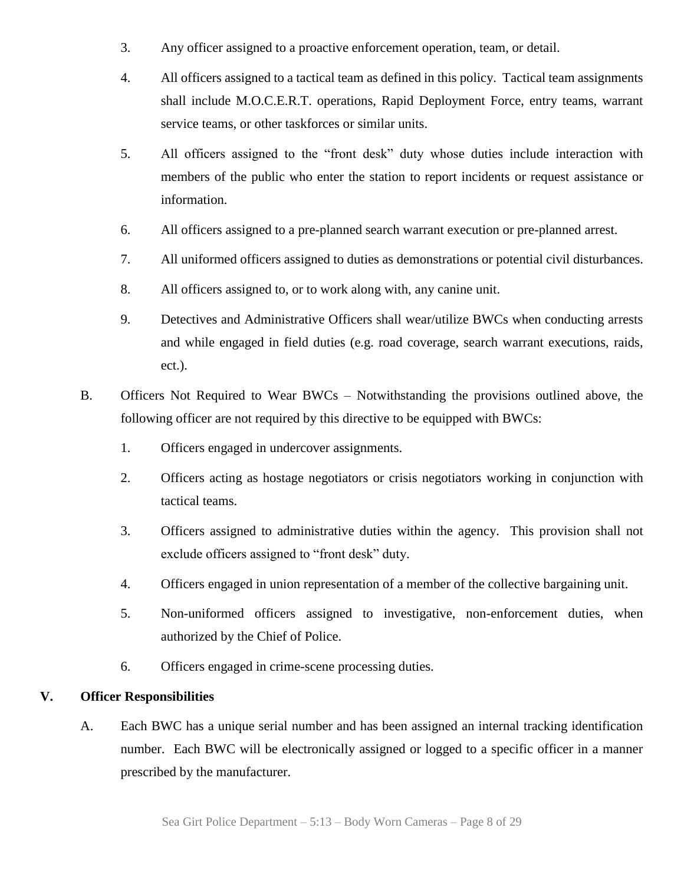3. Any officer assigned to a proactive enforcement operation, team, or detail.

4. All officers assigned to a tactical team as defined in this policy. Tactical team assignments shall include M.O.C.E.R.T. operations, Rapid Deployment Force, entry teams, warrant service teams, or other taskforces or similar units.

5. All officers assigned to the "front desk" duty whose duties include interaction with members of the public who enter the station to report incidents or request assistance or information.

6. All officers assigned to a pre-planned search warrant execution or pre-planned arrest.

7. All uniformed officers assigned to duties as demonstrations or potential civil disturbances.

8. All officers assigned to, or to work along with, any canine unit.

9. Detectives and Administrative Officers shall wear/utilize BWCs when conducting arrests and while engaged in field duties (e.g. road coverage, search warrant executions, raids, ect.).

B. Officers Not Required to Wear BWCs – Notwithstanding the provisions outlined above, the following officer are not required by this directive to be equipped with BWCs:

1. Officers engaged in undercover assignments.

2. Officers acting as hostage negotiators or crisis negotiators working in conjunction with tactical teams.

3. Officers assigned to administrative duties within the agency. This provision shall not exclude officers assigned to "front desk" duty.

4. Officers engaged in union representation of a member of the collective bargaining unit.

5. Non-uniformed officers assigned to investigative, non-enforcement duties, when authorized by the Chief of Police.

6. Officers engaged in crime-scene processing duties.

## V. Officer Responsibilities

A. Each BWC has a unique serial number and has been assigned an internal tracking identification number. Each BWC will be electronically assigned or logged to a specific officer in a manner prescribed by the manufacturer.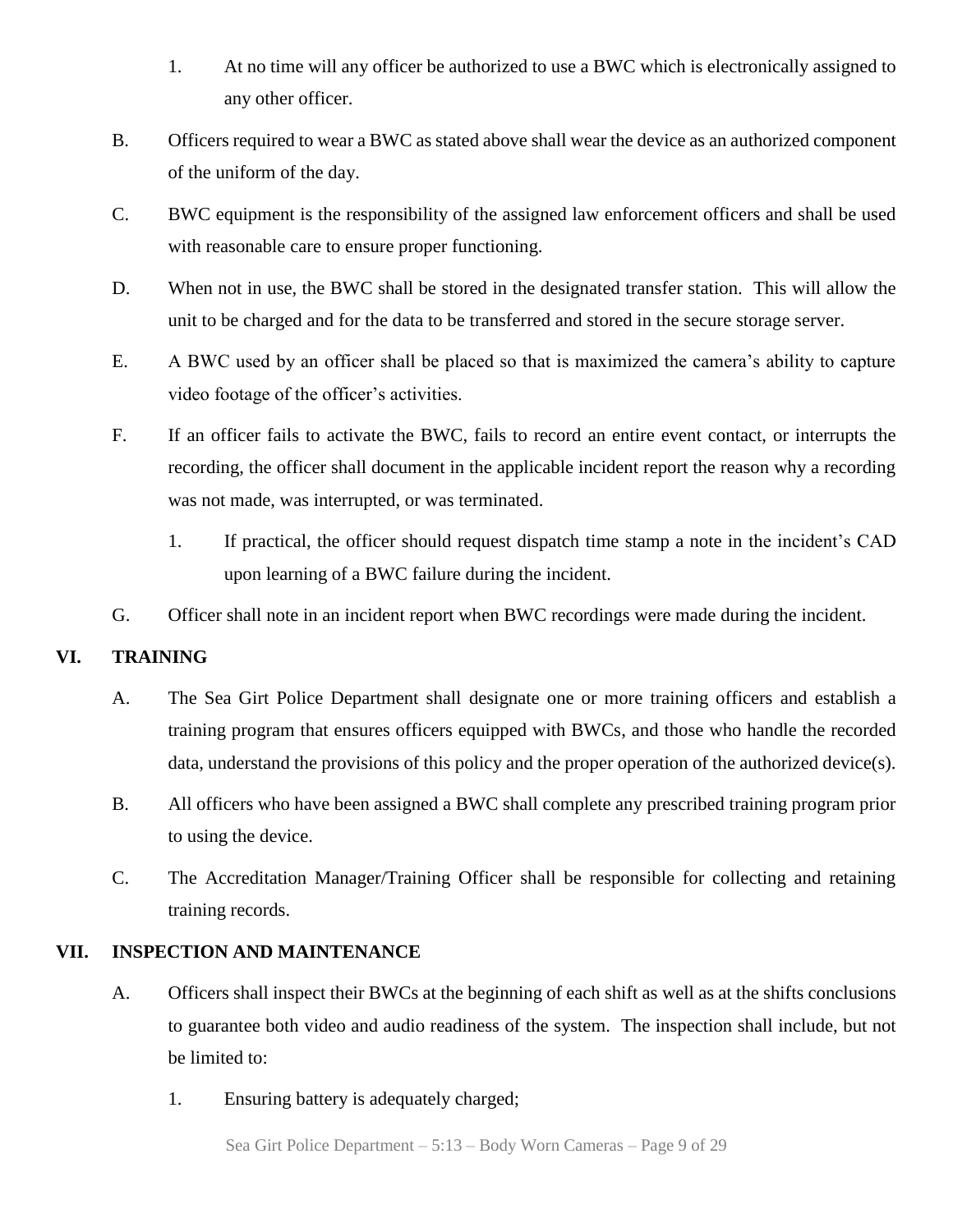1. At no time will any officer be authorized to use a BWC which is electronically assigned to any other officer.

B. Officers required to wear a BWC as stated above shall wear the device as an authorized component of the uniform of the day.

C. BWC equipment is the responsibility of the assigned law enforcement officers and shall be used with reasonable care to ensure proper functioning.

D. When not in use, the BWC shall be stored in the designated transfer station. This will allow the unit to be charged and for the data to be transferred and stored in the secure storage server.

E. A BWC used by an officer shall be placed so that is maximized the camera's ability to capture video footage of the officer's activities.

F. If an officer fails to activate the BWC, fails to record an entire event contact, or interrupts the recording, the officer shall document in the applicable incident report the reason why a recording was not made, was interrupted, or was terminated.

1. If practical, the officer should request dispatch time stamp a note in the incident's CAD upon learning of a BWC failure during the incident.

G. Officer shall note in an incident report when BWC recordings were made during the incident.

## VI. TRAINING

A. The Sea Girt Police Department shall designate one or more training officers and establish a training program that ensures officers equipped with BWCs, and those who handle the recorded data, understand the provisions of this policy and the proper operation of the authorized device(s).

B. All officers who have been assigned a BWC shall complete any prescribed training program prior to using the device.

C. The Accreditation Manager/Training Officer shall be responsible for collecting and retaining training records.

## VII. INSPECTION AND MAINTENANCE

A. Officers shall inspect their BWCs at the beginning of each shift as well as at the shifts conclusions to guarantee both video and audio readiness of the system. The inspection shall include, but not be limited to:

1. Ensuring battery is adequately charged;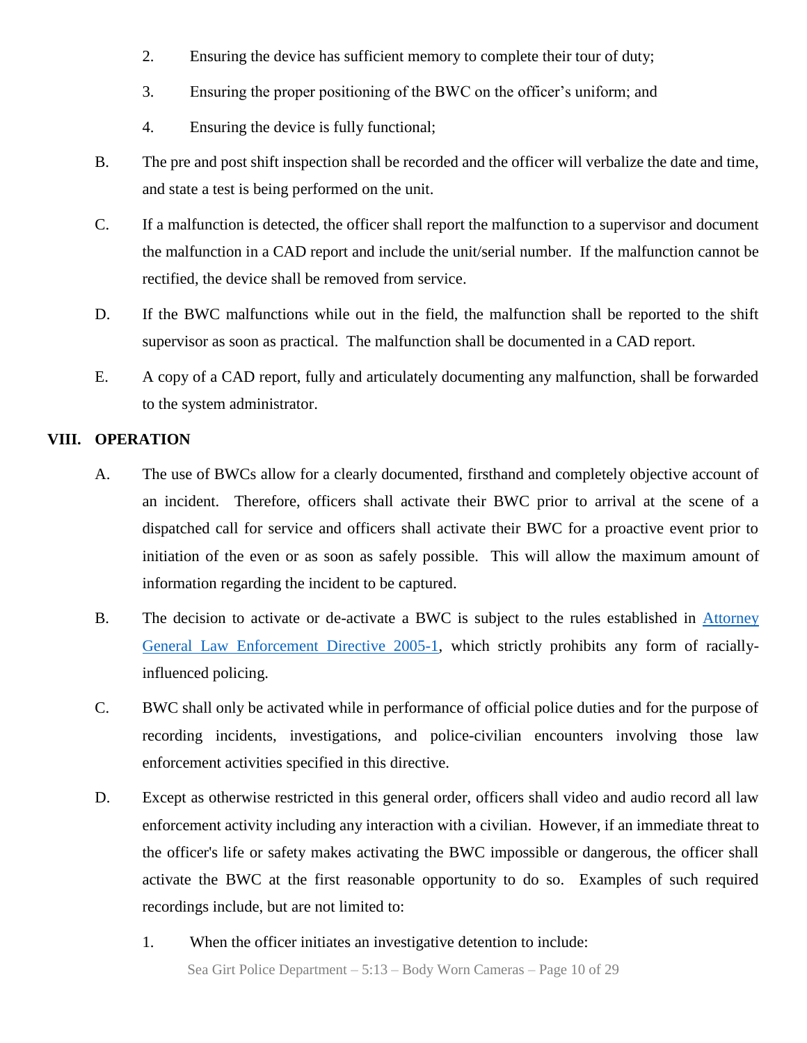2. Ensuring the device has sufficient memory to complete their tour of duty;

3. Ensuring the proper positioning of the BWC on the officer's uniform; and

4. Ensuring the device is fully functional;

B. The pre and post shift inspection shall be recorded and the officer will verbalize the date and time, and state a test is being performed on the unit.

C. If a malfunction is detected, the officer shall report the malfunction to a supervisor and document the malfunction in a CAD report and include the unit/serial number. If the malfunction cannot be rectified, the device shall be removed from service.

D. If the BWC malfunctions while out in the field, the malfunction shall be reported to the shift supervisor as soon as practical. The malfunction shall be documented in a CAD report.

E. A copy of a CAD report, fully and articulately documenting any malfunction, shall be forwarded to the system administrator.

## VIII. OPERATION

A. The use of BWCs allow for a clearly documented, firsthand and completely objective account of an incident. Therefore, officers shall activate their BWC prior to arrival at the scene of a dispatched call for service and officers shall activate their BWC for a proactive event prior to initiation of the even or as soon as safely possible. This will allow the maximum amount of information regarding the incident to be captured.

B. The decision to activate or de-activate a BWC is subject to the rules established in Attorney General Law Enforcement Directive 2005-1, which strictly prohibits any form of racially-influenced policing.

C. BWC shall only be activated while in performance of official police duties and for the purpose of recording incidents, investigations, and police-civilian encounters involving those law enforcement activities specified in this directive.

D. Except as otherwise restricted in this general order, officers shall video and audio record all law enforcement activity including any interaction with a civilian. However, if an immediate threat to the officer's life or safety makes activating the BWC impossible or dangerous, the officer shall activate the BWC at the first reasonable opportunity to do so. Examples of such required recordings include, but are not limited to:

1. When the officer initiates an investigative detention to include: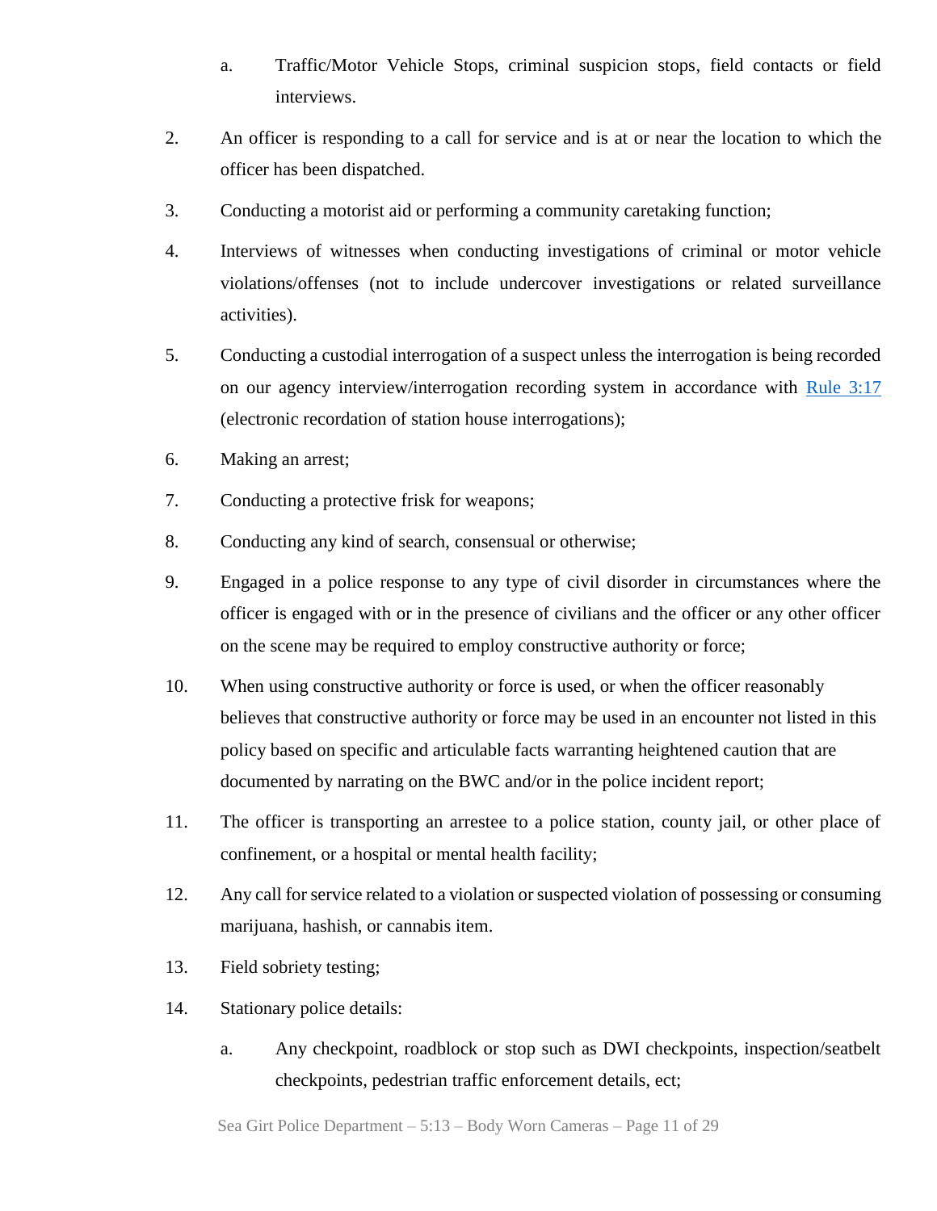a. Traffic/Motor Vehicle Stops, criminal suspicion stops, field contacts or field interviews.

2. An officer is responding to a call for service and is at or near the location to which the officer has been dispatched.

3. Conducting a motorist aid or performing a community caretaking function;

4. Interviews of witnesses when conducting investigations of criminal or motor vehicle violations/offenses (not to include undercover investigations or related surveillance activities).

5. Conducting a custodial interrogation of a suspect unless the interrogation is being recorded on our agency interview/interrogation recording system in accordance with Rule 3:17 (electronic recordation of station house interrogations);

6. Making an arrest;

7. Conducting a protective frisk for weapons;

8. Conducting any kind of search, consensual or otherwise;

9. Engaged in a police response to any type of civil disorder in circumstances where the officer is engaged with or in the presence of civilians and the officer or any other officer on the scene may be required to employ constructive authority or force;

10. When using constructive authority or force is used, or when the officer reasonably believes that constructive authority or force may be used in an encounter not listed in this policy based on specific and articulable facts warranting heightened caution that are documented by narrating on the BWC and/or in the police incident report;

11. The officer is transporting an arrestee to a police station, county jail, or other place of confinement, or a hospital or mental health facility;

12. Any call for service related to a violation or suspected violation of possessing or consuming marijuana, hashish, or cannabis item.

13. Field sobriety testing;

14. Stationary police details:

   a. Any checkpoint, roadblock or stop such as DWI checkpoints, inspection/seatbelt checkpoints, pedestrian traffic enforcement details, ect;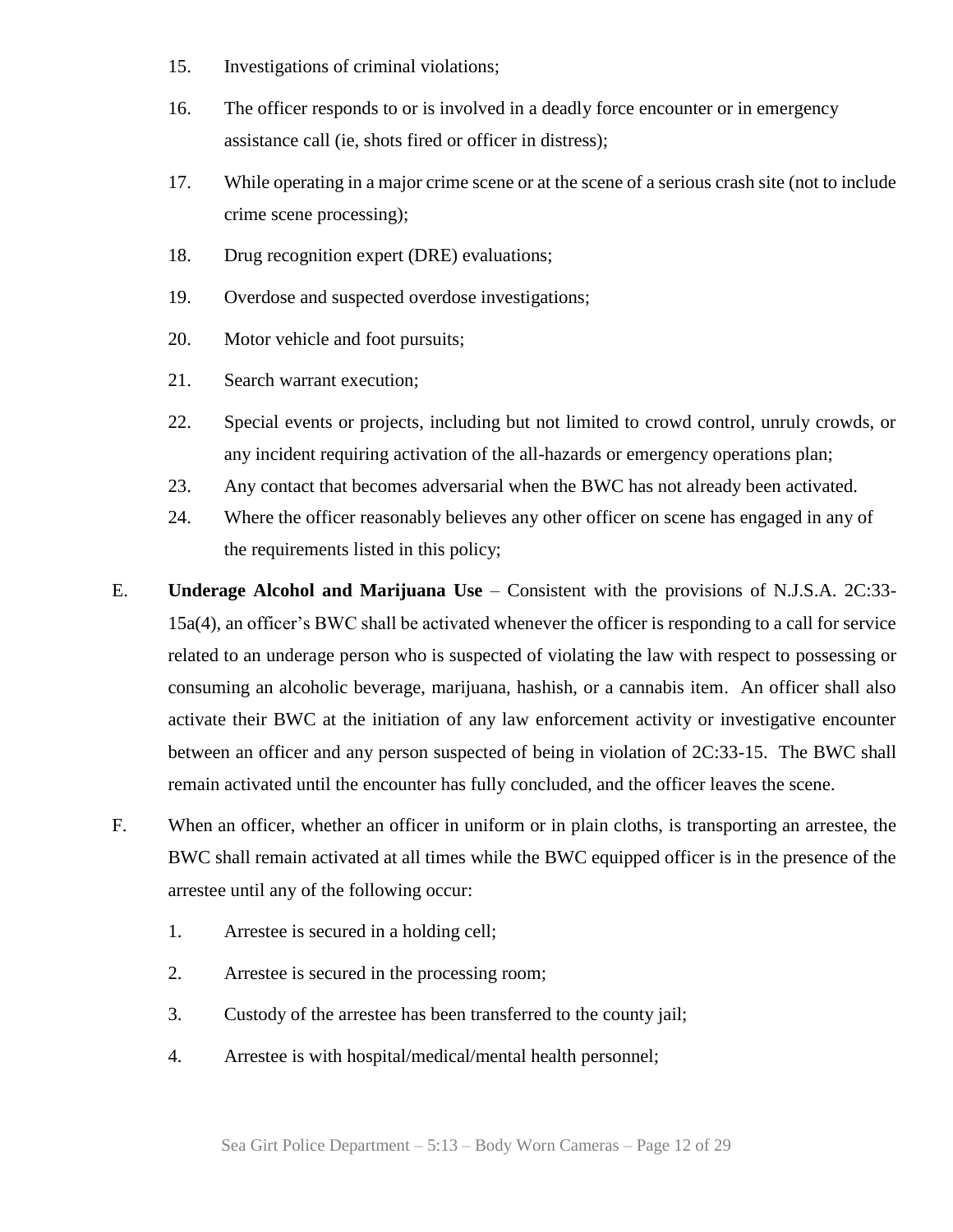15. Investigations of criminal violations;

16. The officer responds to or is involved in a deadly force encounter or in emergency assistance call (ie, shots fired or officer in distress);

17. While operating in a major crime scene or at the scene of a serious crash site (not to include crime scene processing);

18. Drug recognition expert (DRE) evaluations;

19. Overdose and suspected overdose investigations;

20. Motor vehicle and foot pursuits;

21. Search warrant execution;

22. Special events or projects, including but not limited to crowd control, unruly crowds, or any incident requiring activation of the all-hazards or emergency operations plan;

23. Any contact that becomes adversarial when the BWC has not already been activated.

24. Where the officer reasonably believes any other officer on scene has engaged in any of the requirements listed in this policy;

E. **Underage Alcohol and Marijuana Use** – Consistent with the provisions of N.J.S.A. 2C:33-15a(4), an officer's BWC shall be activated whenever the officer is responding to a call for service related to an underage person who is suspected of violating the law with respect to possessing or consuming an alcoholic beverage, marijuana, hashish, or a cannabis item. An officer shall also activate their BWC at the initiation of any law enforcement activity or investigative encounter between an officer and any person suspected of being in violation of 2C:33-15. The BWC shall remain activated until the encounter has fully concluded, and the officer leaves the scene.

F. When an officer, whether an officer in uniform or in plain cloths, is transporting an arrestee, the BWC shall remain activated at all times while the BWC equipped officer is in the presence of the arrestee until any of the following occur:

1. Arrestee is secured in a holding cell;

2. Arrestee is secured in the processing room;

3. Custody of the arrestee has been transferred to the county jail;

4. Arrestee is with hospital/medical/mental health personnel;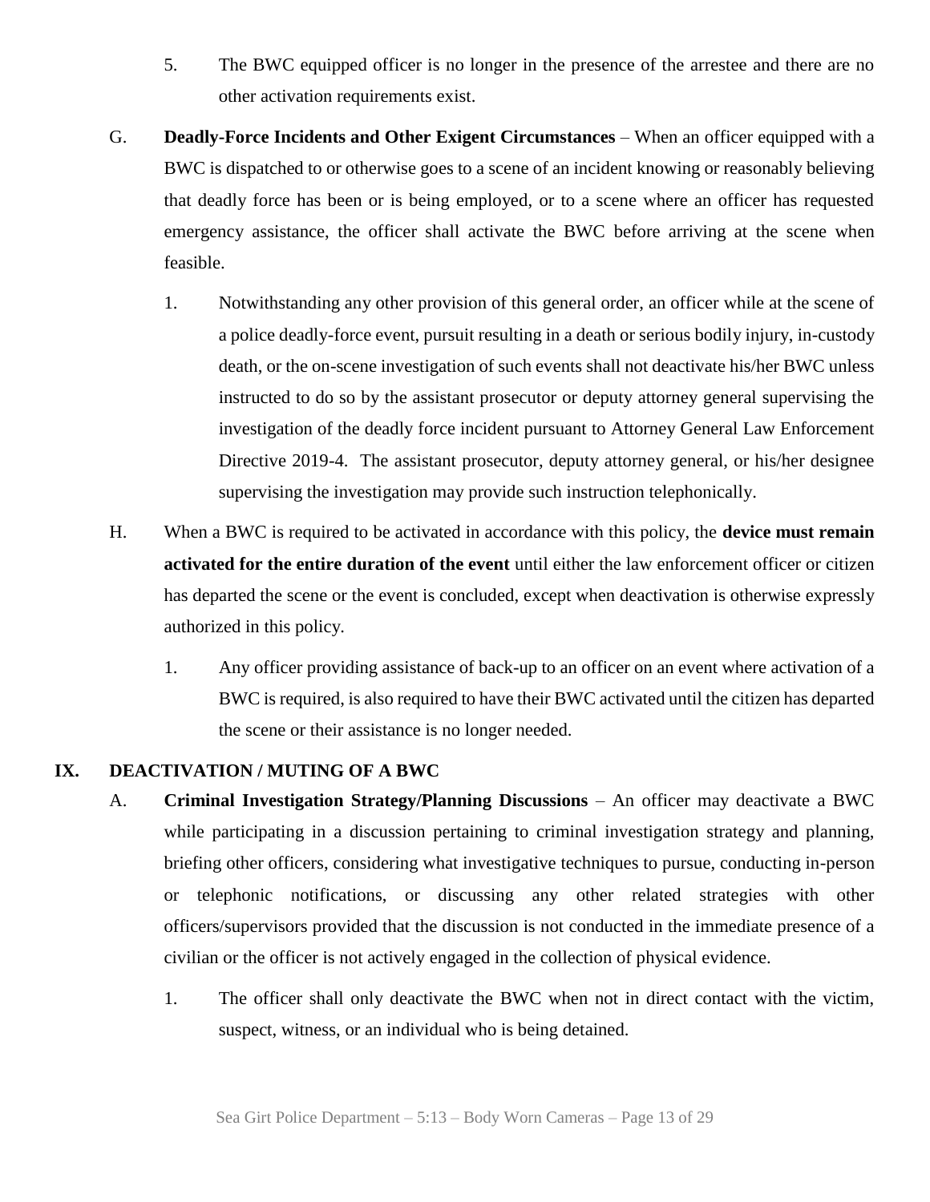5. The BWC equipped officer is no longer in the presence of the arrestee and there are no other activation requirements exist.

G. **Deadly-Force Incidents and Other Exigent Circumstances** – When an officer equipped with a BWC is dispatched to or otherwise goes to a scene of an incident knowing or reasonably believing that deadly force has been or is being employed, or to a scene where an officer has requested emergency assistance, the officer shall activate the BWC before arriving at the scene when feasible.

   1. Notwithstanding any other provision of this general order, an officer while at the scene of a police deadly-force event, pursuit resulting in a death or serious bodily injury, in-custody death, or the on-scene investigation of such events shall not deactivate his/her BWC unless instructed to do so by the assistant prosecutor or deputy attorney general supervising the investigation of the deadly force incident pursuant to Attorney General Law Enforcement Directive 2019-4. The assistant prosecutor, deputy attorney general, or his/her designee supervising the investigation may provide such instruction telephonically.

H. When a BWC is required to be activated in accordance with this policy, the **device must remain activated for the entire duration of the event** until either the law enforcement officer or citizen has departed the scene or the event is concluded, except when deactivation is otherwise expressly authorized in this policy.

   1. Any officer providing assistance of back-up to an officer on an event where activation of a BWC is required, is also required to have their BWC activated until the citizen has departed the scene or their assistance is no longer needed.

## IX. DEACTIVATION / MUTING OF A BWC

A. **Criminal Investigation Strategy/Planning Discussions** – An officer may deactivate a BWC while participating in a discussion pertaining to criminal investigation strategy and planning, briefing other officers, considering what investigative techniques to pursue, conducting in-person or telephonic notifications, or discussing any other related strategies with other officers/supervisors provided that the discussion is not conducted in the immediate presence of a civilian or the officer is not actively engaged in the collection of physical evidence.

   1. The officer shall only deactivate the BWC when not in direct contact with the victim, suspect, witness, or an individual who is being detained.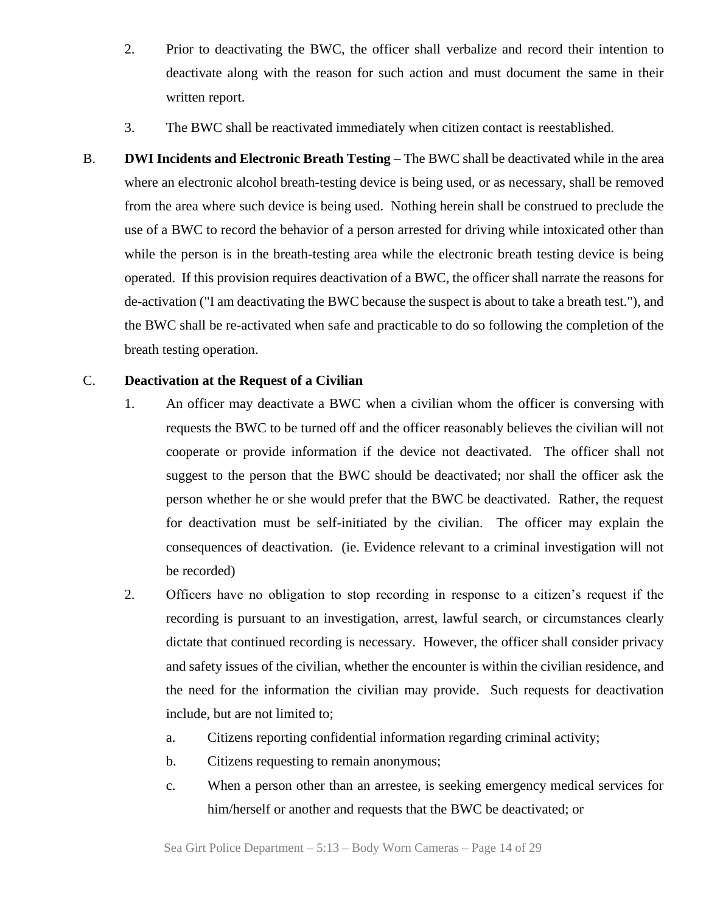2. Prior to deactivating the BWC, the officer shall verbalize and record their intention to deactivate along with the reason for such action and must document the same in their written report.

3. The BWC shall be reactivated immediately when citizen contact is reestablished.

B. **DWI Incidents and Electronic Breath Testing** – The BWC shall be deactivated while in the area where an electronic alcohol breath-testing device is being used, or as necessary, shall be removed from the area where such device is being used. Nothing herein shall be construed to preclude the use of a BWC to record the behavior of a person arrested for driving while intoxicated other than while the person is in the breath-testing area while the electronic breath testing device is being operated. If this provision requires deactivation of a BWC, the officer shall narrate the reasons for de-activation ("I am deactivating the BWC because the suspect is about to take a breath test."), and the BWC shall be re-activated when safe and practicable to do so following the completion of the breath testing operation.

C. **Deactivation at the Request of a Civilian**

1. An officer may deactivate a BWC when a civilian whom the officer is conversing with requests the BWC to be turned off and the officer reasonably believes the civilian will not cooperate or provide information if the device not deactivated. The officer shall not suggest to the person that the BWC should be deactivated; nor shall the officer ask the person whether he or she would prefer that the BWC be deactivated. Rather, the request for deactivation must be self-initiated by the civilian. The officer may explain the consequences of deactivation. (ie. Evidence relevant to a criminal investigation will not be recorded)

2. Officers have no obligation to stop recording in response to a citizen's request if the recording is pursuant to an investigation, arrest, lawful search, or circumstances clearly dictate that continued recording is necessary. However, the officer shall consider privacy and safety issues of the civilian, whether the encounter is within the civilian residence, and the need for the information the civilian may provide. Such requests for deactivation include, but are not limited to;

   a. Citizens reporting confidential information regarding criminal activity;

   b. Citizens requesting to remain anonymous;

   c. When a person other than an arrestee, is seeking emergency medical services for him/herself or another and requests that the BWC be deactivated; or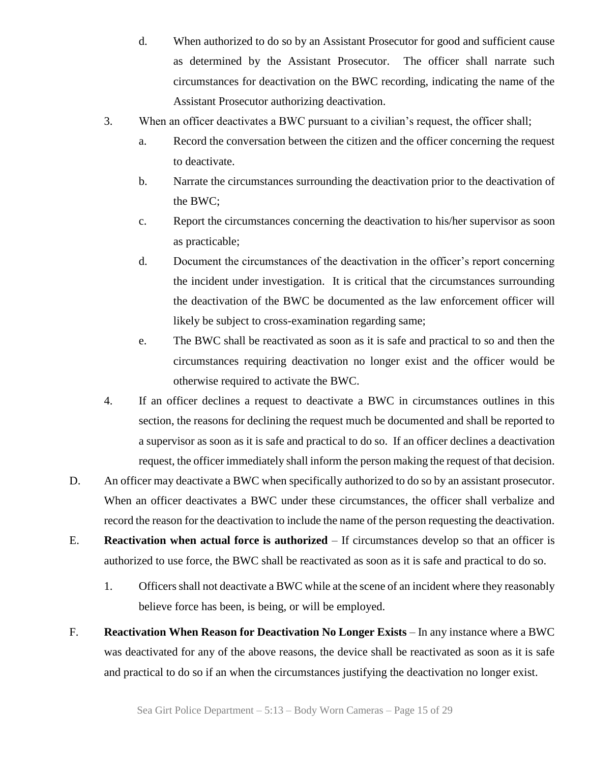d. When authorized to do so by an Assistant Prosecutor for good and sufficient cause as determined by the Assistant Prosecutor. The officer shall narrate such circumstances for deactivation on the BWC recording, indicating the name of the Assistant Prosecutor authorizing deactivation.

3. When an officer deactivates a BWC pursuant to a civilian's request, the officer shall;

   a. Record the conversation between the citizen and the officer concerning the request to deactivate.

   b. Narrate the circumstances surrounding the deactivation prior to the deactivation of the BWC;

   c. Report the circumstances concerning the deactivation to his/her supervisor as soon as practicable;

   d. Document the circumstances of the deactivation in the officer's report concerning the incident under investigation. It is critical that the circumstances surrounding the deactivation of the BWC be documented as the law enforcement officer will likely be subject to cross-examination regarding same;

   e. The BWC shall be reactivated as soon as it is safe and practical to so and then the circumstances requiring deactivation no longer exist and the officer would be otherwise required to activate the BWC.

4. If an officer declines a request to deactivate a BWC in circumstances outlines in this section, the reasons for declining the request much be documented and shall be reported to a supervisor as soon as it is safe and practical to do so. If an officer declines a deactivation request, the officer immediately shall inform the person making the request of that decision.

D. An officer may deactivate a BWC when specifically authorized to do so by an assistant prosecutor. When an officer deactivates a BWC under these circumstances, the officer shall verbalize and record the reason for the deactivation to include the name of the person requesting the deactivation.

E. **Reactivation when actual force is authorized** – If circumstances develop so that an officer is authorized to use force, the BWC shall be reactivated as soon as it is safe and practical to do so.

   1. Officers shall not deactivate a BWC while at the scene of an incident where they reasonably believe force has been, is being, or will be employed.

F. **Reactivation When Reason for Deactivation No Longer Exists** – In any instance where a BWC was deactivated for any of the above reasons, the device shall be reactivated as soon as it is safe and practical to do so if an when the circumstances justifying the deactivation no longer exist.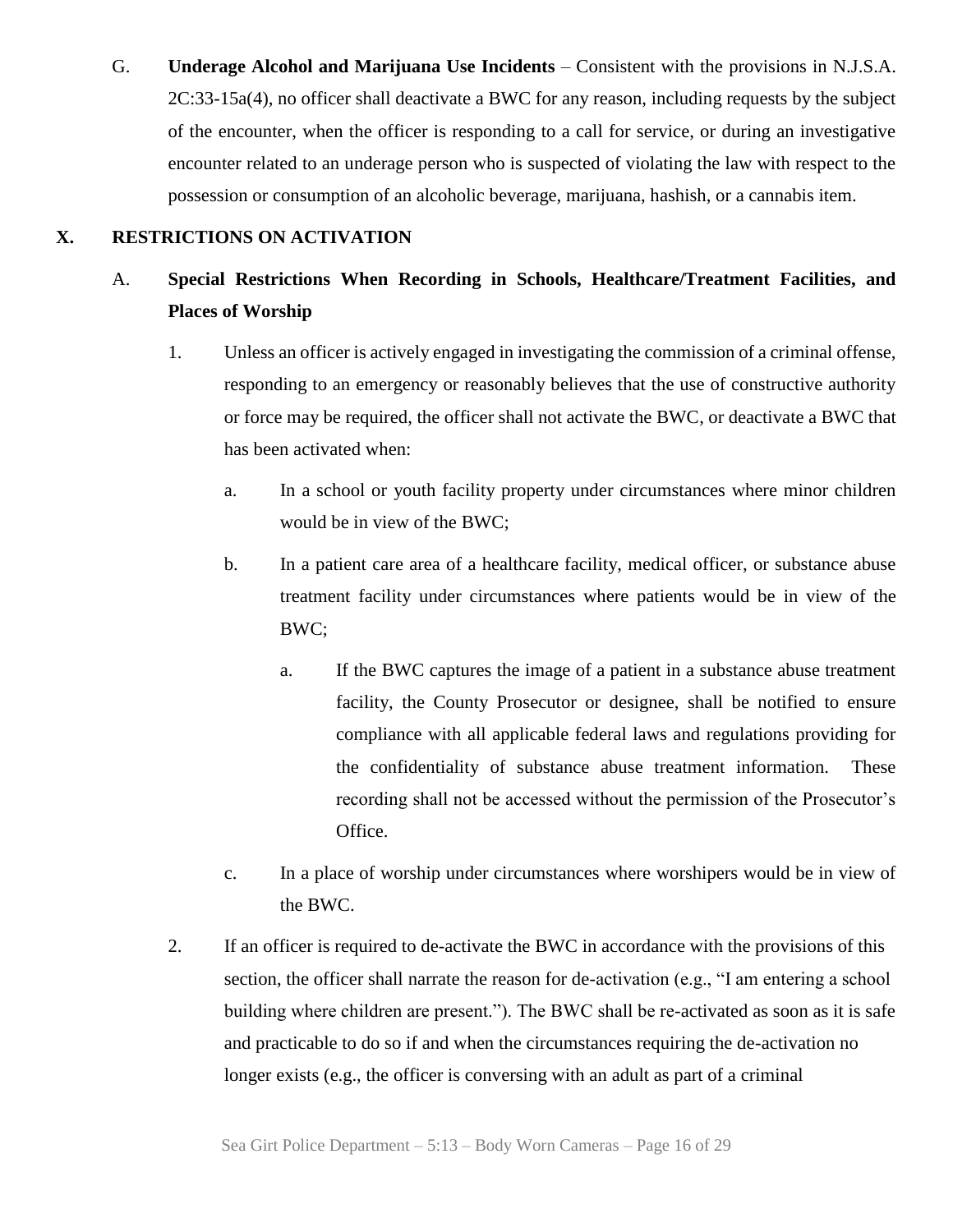G. **Underage Alcohol and Marijuana Use Incidents** – Consistent with the provisions in N.J.S.A. 2C:33-15a(4), no officer shall deactivate a BWC for any reason, including requests by the subject of the encounter, when the officer is responding to a call for service, or during an investigative encounter related to an underage person who is suspected of violating the law with respect to the possession or consumption of an alcoholic beverage, marijuana, hashish, or a cannabis item.

## X. RESTRICTIONS ON ACTIVATION

### A. Special Restrictions When Recording in Schools, Healthcare/Treatment Facilities, and Places of Worship

1. Unless an officer is actively engaged in investigating the commission of a criminal offense, responding to an emergency or reasonably believes that the use of constructive authority or force may be required, the officer shall not activate the BWC, or deactivate a BWC that has been activated when:

   a. In a school or youth facility property under circumstances where minor children would be in view of the BWC;

   b. In a patient care area of a healthcare facility, medical officer, or substance abuse treatment facility under circumstances where patients would be in view of the BWC;

      a. If the BWC captures the image of a patient in a substance abuse treatment facility, the County Prosecutor or designee, shall be notified to ensure compliance with all applicable federal laws and regulations providing for the confidentiality of substance abuse treatment information. These recording shall not be accessed without the permission of the Prosecutor's Office.

   c. In a place of worship under circumstances where worshipers would be in view of the BWC.

2. If an officer is required to de-activate the BWC in accordance with the provisions of this section, the officer shall narrate the reason for de-activation (e.g., "I am entering a school building where children are present."). The BWC shall be re-activated as soon as it is safe and practicable to do so if and when the circumstances requiring the de-activation no longer exists (e.g., the officer is conversing with an adult as part of a criminal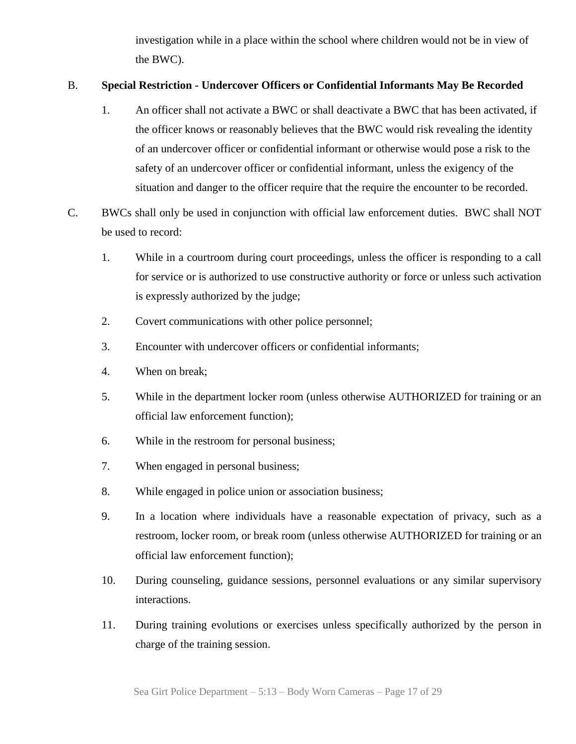investigation while in a place within the school where children would not be in view of the BWC).

B. **Special Restriction - Undercover Officers or Confidential Informants May Be Recorded**

1. An officer shall not activate a BWC or shall deactivate a BWC that has been activated, if the officer knows or reasonably believes that the BWC would risk revealing the identity of an undercover officer or confidential informant or otherwise would pose a risk to the safety of an undercover officer or confidential informant, unless the exigency of the situation and danger to the officer require that the require the encounter to be recorded.

C. BWCs shall only be used in conjunction with official law enforcement duties. BWC shall NOT be used to record:

1. While in a courtroom during court proceedings, unless the officer is responding to a call for service or is authorized to use constructive authority or force or unless such activation is expressly authorized by the judge;
2. Covert communications with other police personnel;
3. Encounter with undercover officers or confidential informants;
4. When on break;
5. While in the department locker room (unless otherwise AUTHORIZED for training or an official law enforcement function);
6. While in the restroom for personal business;
7. When engaged in personal business;
8. While engaged in police union or association business;
9. In a location where individuals have a reasonable expectation of privacy, such as a restroom, locker room, or break room (unless otherwise AUTHORIZED for training or an official law enforcement function);
10. During counseling, guidance sessions, personnel evaluations or any similar supervisory interactions.
11. During training evolutions or exercises unless specifically authorized by the person in charge of the training session.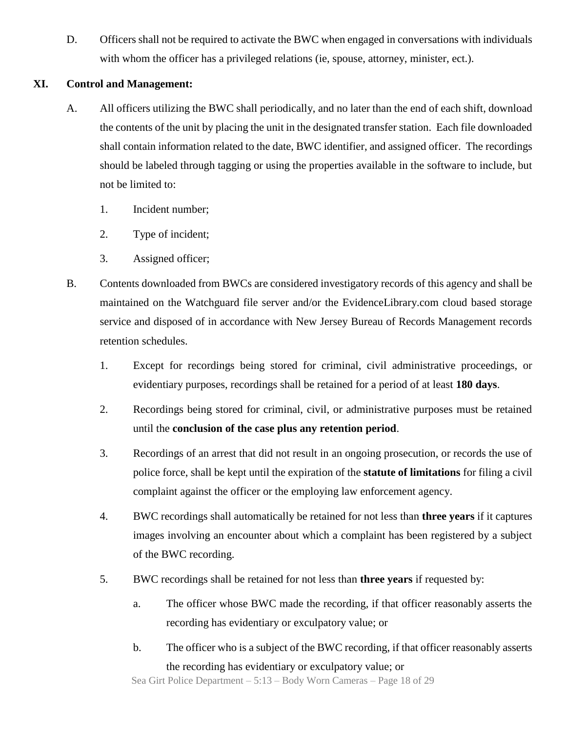D. Officers shall not be required to activate the BWC when engaged in conversations with individuals with whom the officer has a privileged relations (ie, spouse, attorney, minister, ect.).

## XI. Control and Management:

A. All officers utilizing the BWC shall periodically, and no later than the end of each shift, download the contents of the unit by placing the unit in the designated transfer station. Each file downloaded shall contain information related to the date, BWC identifier, and assigned officer. The recordings should be labeled through tagging or using the properties available in the software to include, but not be limited to:

1. Incident number;
2. Type of incident;
3. Assigned officer;

B. Contents downloaded from BWCs are considered investigatory records of this agency and shall be maintained on the Watchguard file server and/or the EvidenceLibrary.com cloud based storage service and disposed of in accordance with New Jersey Bureau of Records Management records retention schedules.

1. Except for recordings being stored for criminal, civil administrative proceedings, or evidentiary purposes, recordings shall be retained for a period of at least **180 days**.
2. Recordings being stored for criminal, civil, or administrative purposes must be retained until the **conclusion of the case plus any retention period**.
3. Recordings of an arrest that did not result in an ongoing prosecution, or records the use of police force, shall be kept until the expiration of the **statute of limitations** for filing a civil complaint against the officer or the employing law enforcement agency.
4. BWC recordings shall automatically be retained for not less than **three years** if it captures images involving an encounter about which a complaint has been registered by a subject of the BWC recording.
5. BWC recordings shall be retained for not less than **three years** if requested by:
   a. The officer whose BWC made the recording, if that officer reasonably asserts the recording has evidentiary or exculpatory value; or
   b. The officer who is a subject of the BWC recording, if that officer reasonably asserts the recording has evidentiary or exculpatory value; or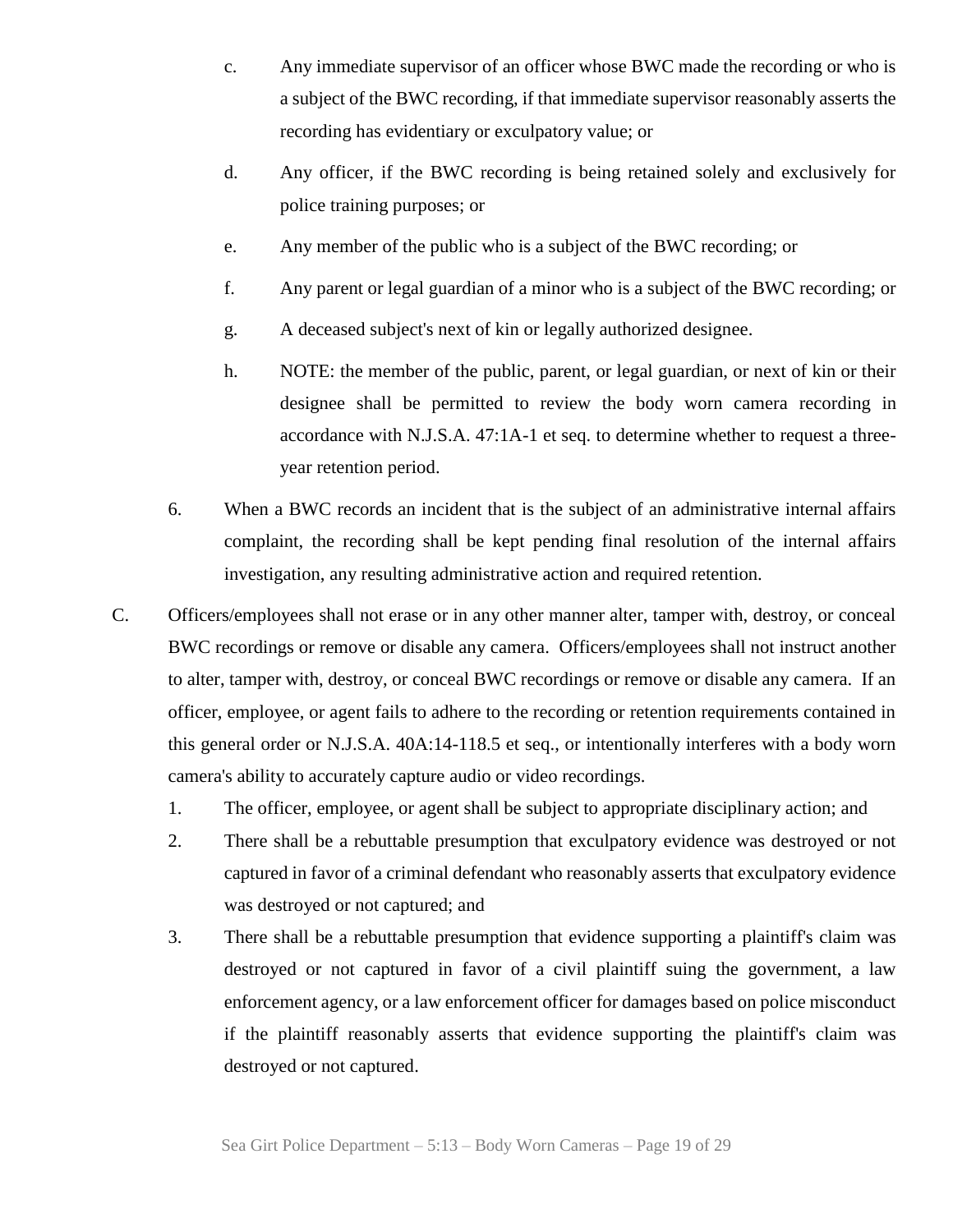c. Any immediate supervisor of an officer whose BWC made the recording or who is a subject of the BWC recording, if that immediate supervisor reasonably asserts the recording has evidentiary or exculpatory value; or

d. Any officer, if the BWC recording is being retained solely and exclusively for police training purposes; or

e. Any member of the public who is a subject of the BWC recording; or

f. Any parent or legal guardian of a minor who is a subject of the BWC recording; or

g. A deceased subject's next of kin or legally authorized designee.

h. NOTE: the member of the public, parent, or legal guardian, or next of kin or their designee shall be permitted to review the body worn camera recording in accordance with N.J.S.A. 47:1A-1 et seq. to determine whether to request a three-year retention period.

6. When a BWC records an incident that is the subject of an administrative internal affairs complaint, the recording shall be kept pending final resolution of the internal affairs investigation, any resulting administrative action and required retention.

C. Officers/employees shall not erase or in any other manner alter, tamper with, destroy, or conceal BWC recordings or remove or disable any camera. Officers/employees shall not instruct another to alter, tamper with, destroy, or conceal BWC recordings or remove or disable any camera. If an officer, employee, or agent fails to adhere to the recording or retention requirements contained in this general order or N.J.S.A. 40A:14-118.5 et seq., or intentionally interferes with a body worn camera's ability to accurately capture audio or video recordings.

1. The officer, employee, or agent shall be subject to appropriate disciplinary action; and
2. There shall be a rebuttable presumption that exculpatory evidence was destroyed or not captured in favor of a criminal defendant who reasonably asserts that exculpatory evidence was destroyed or not captured; and
3. There shall be a rebuttable presumption that evidence supporting a plaintiff's claim was destroyed or not captured in favor of a civil plaintiff suing the government, a law enforcement agency, or a law enforcement officer for damages based on police misconduct if the plaintiff reasonably asserts that evidence supporting the plaintiff's claim was destroyed or not captured.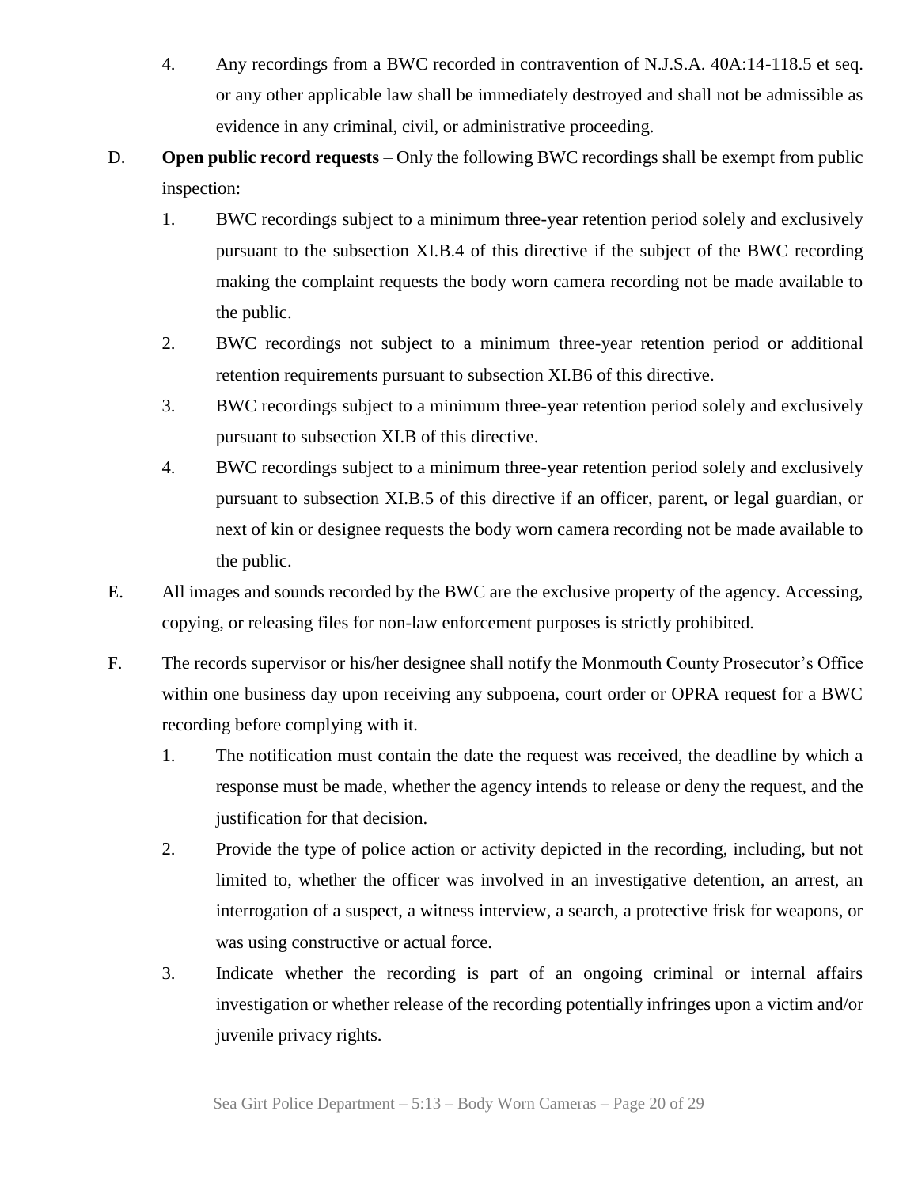4. Any recordings from a BWC recorded in contravention of N.J.S.A. 40A:14-118.5 et seq. or any other applicable law shall be immediately destroyed and shall not be admissible as evidence in any criminal, civil, or administrative proceeding.

D. **Open public record requests** – Only the following BWC recordings shall be exempt from public inspection:

   1. BWC recordings subject to a minimum three-year retention period solely and exclusively pursuant to the subsection XI.B.4 of this directive if the subject of the BWC recording making the complaint requests the body worn camera recording not be made available to the public.

   2. BWC recordings not subject to a minimum three-year retention period or additional retention requirements pursuant to subsection XI.B6 of this directive.

   3. BWC recordings subject to a minimum three-year retention period solely and exclusively pursuant to subsection XI.B of this directive.

   4. BWC recordings subject to a minimum three-year retention period solely and exclusively pursuant to subsection XI.B.5 of this directive if an officer, parent, or legal guardian, or next of kin or designee requests the body worn camera recording not be made available to the public.

E. All images and sounds recorded by the BWC are the exclusive property of the agency. Accessing, copying, or releasing files for non-law enforcement purposes is strictly prohibited.

F. The records supervisor or his/her designee shall notify the Monmouth County Prosecutor's Office within one business day upon receiving any subpoena, court order or OPRA request for a BWC recording before complying with it.

   1. The notification must contain the date the request was received, the deadline by which a response must be made, whether the agency intends to release or deny the request, and the justification for that decision.

   2. Provide the type of police action or activity depicted in the recording, including, but not limited to, whether the officer was involved in an investigative detention, an arrest, an interrogation of a suspect, a witness interview, a search, a protective frisk for weapons, or was using constructive or actual force.

   3. Indicate whether the recording is part of an ongoing criminal or internal affairs investigation or whether release of the recording potentially infringes upon a victim and/or juvenile privacy rights.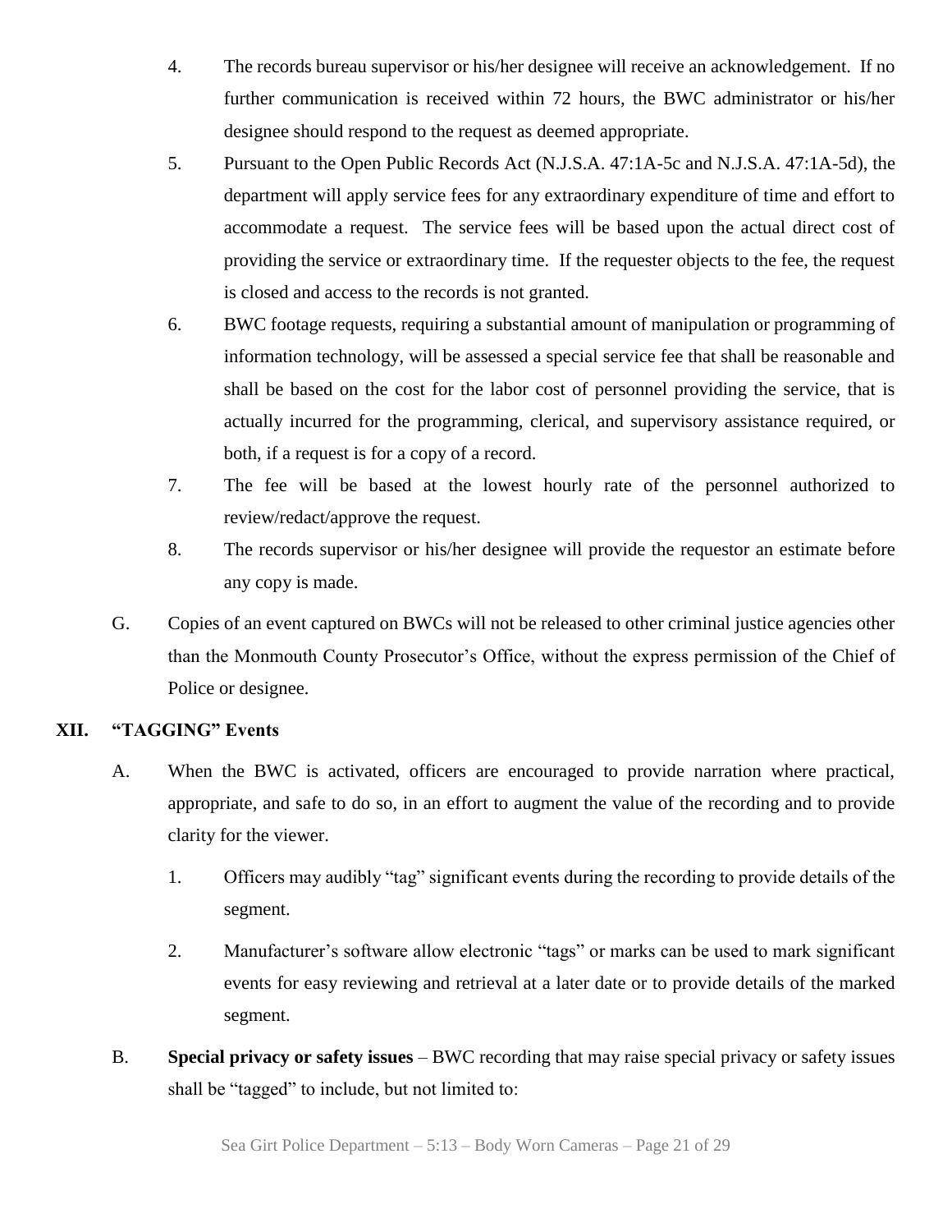4. The records bureau supervisor or his/her designee will receive an acknowledgement. If no further communication is received within 72 hours, the BWC administrator or his/her designee should respond to the request as deemed appropriate.

5. Pursuant to the Open Public Records Act (N.J.S.A. 47:1A-5c and N.J.S.A. 47:1A-5d), the department will apply service fees for any extraordinary expenditure of time and effort to accommodate a request. The service fees will be based upon the actual direct cost of providing the service or extraordinary time. If the requester objects to the fee, the request is closed and access to the records is not granted.

6. BWC footage requests, requiring a substantial amount of manipulation or programming of information technology, will be assessed a special service fee that shall be reasonable and shall be based on the cost for the labor cost of personnel providing the service, that is actually incurred for the programming, clerical, and supervisory assistance required, or both, if a request is for a copy of a record.

7. The fee will be based at the lowest hourly rate of the personnel authorized to review/redact/approve the request.

8. The records supervisor or his/her designee will provide the requestor an estimate before any copy is made.

G. Copies of an event captured on BWCs will not be released to other criminal justice agencies other than the Monmouth County Prosecutor's Office, without the express permission of the Chief of Police or designee.

## XII. "TAGGING" Events

A. When the BWC is activated, officers are encouraged to provide narration where practical, appropriate, and safe to do so, in an effort to augment the value of the recording and to provide clarity for the viewer.

1. Officers may audibly "tag" significant events during the recording to provide details of the segment.

2. Manufacturer's software allow electronic "tags" or marks can be used to mark significant events for easy reviewing and retrieval at a later date or to provide details of the marked segment.

B. **Special privacy or safety issues** – BWC recording that may raise special privacy or safety issues shall be "tagged" to include, but not limited to: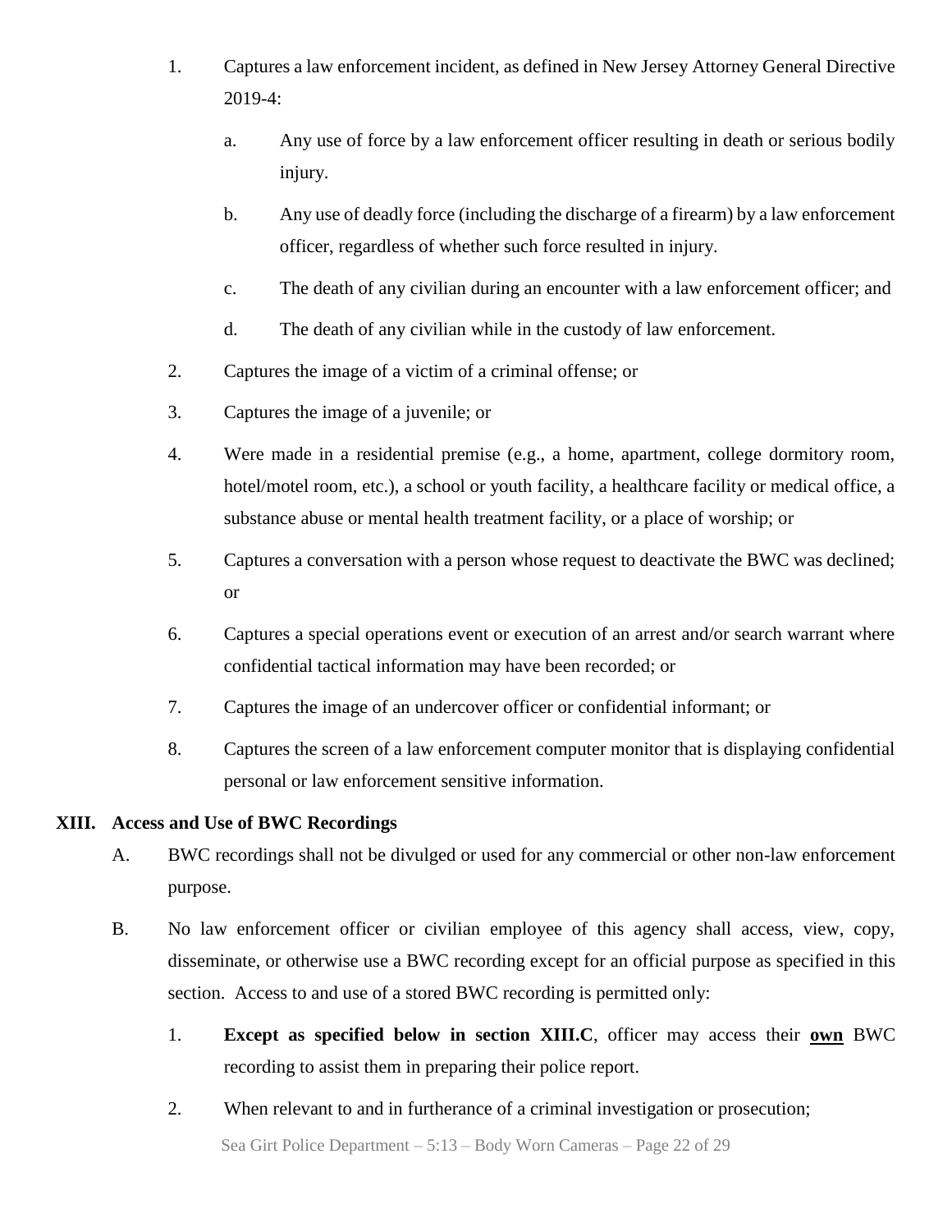1. Captures a law enforcement incident, as defined in New Jersey Attorney General Directive 2019-4:

    a. Any use of force by a law enforcement officer resulting in death or serious bodily injury.

    b. Any use of deadly force (including the discharge of a firearm) by a law enforcement officer, regardless of whether such force resulted in injury.

    c. The death of any civilian during an encounter with a law enforcement officer; and

    d. The death of any civilian while in the custody of law enforcement.

2. Captures the image of a victim of a criminal offense; or

3. Captures the image of a juvenile; or

4. Were made in a residential premise (e.g., a home, apartment, college dormitory room, hotel/motel room, etc.), a school or youth facility, a healthcare facility or medical office, a substance abuse or mental health treatment facility, or a place of worship; or

5. Captures a conversation with a person whose request to deactivate the BWC was declined; or

6. Captures a special operations event or execution of an arrest and/or search warrant where confidential tactical information may have been recorded; or

7. Captures the image of an undercover officer or confidential informant; or

8. Captures the screen of a law enforcement computer monitor that is displaying confidential personal or law enforcement sensitive information.

## XIII. Access and Use of BWC Recordings

A. BWC recordings shall not be divulged or used for any commercial or other non-law enforcement purpose.

B. No law enforcement officer or civilian employee of this agency shall access, view, copy, disseminate, or otherwise use a BWC recording except for an official purpose as specified in this section. Access to and use of a stored BWC recording is permitted only:

    1. **Except as specified below in section XIII.C**, officer may access their **<u>own</u>** BWC recording to assist them in preparing their police report.

    2. When relevant to and in furtherance of a criminal investigation or prosecution;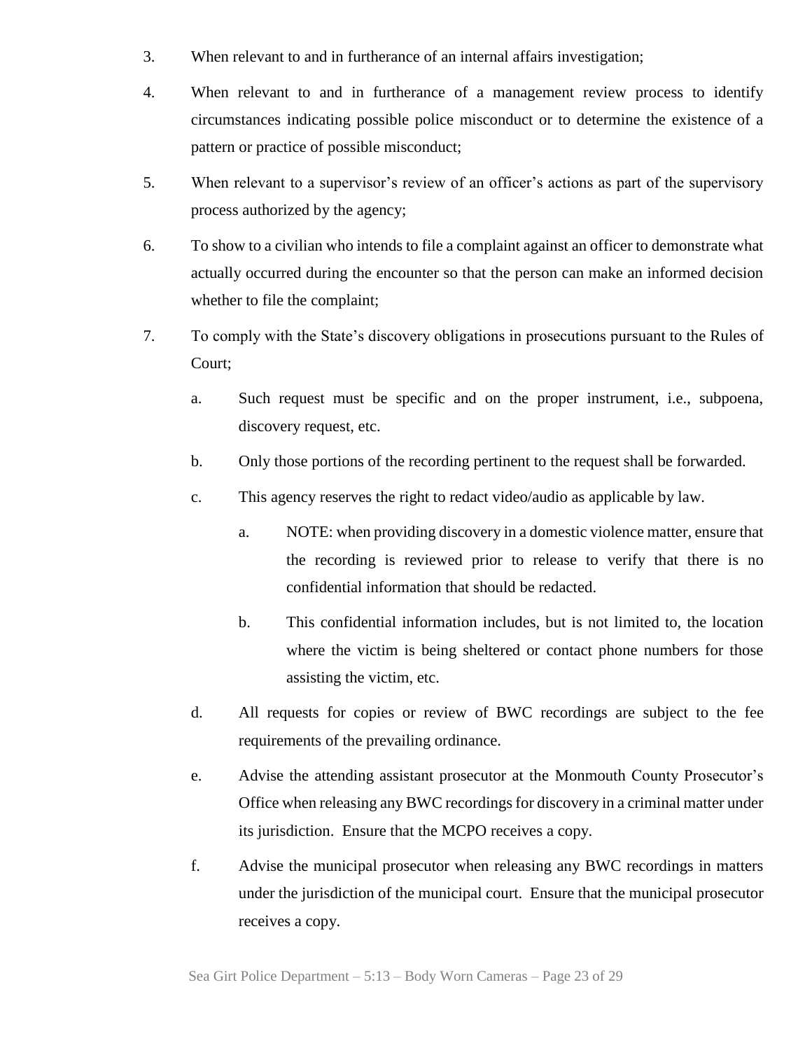3. When relevant to and in furtherance of an internal affairs investigation;

4. When relevant to and in furtherance of a management review process to identify circumstances indicating possible police misconduct or to determine the existence of a pattern or practice of possible misconduct;

5. When relevant to a supervisor's review of an officer's actions as part of the supervisory process authorized by the agency;

6. To show to a civilian who intends to file a complaint against an officer to demonstrate what actually occurred during the encounter so that the person can make an informed decision whether to file the complaint;

7. To comply with the State's discovery obligations in prosecutions pursuant to the Rules of Court;

   a. Such request must be specific and on the proper instrument, i.e., subpoena, discovery request, etc.

   b. Only those portions of the recording pertinent to the request shall be forwarded.

   c. This agency reserves the right to redact video/audio as applicable by law.

      a. NOTE: when providing discovery in a domestic violence matter, ensure that the recording is reviewed prior to release to verify that there is no confidential information that should be redacted.

      b. This confidential information includes, but is not limited to, the location where the victim is being sheltered or contact phone numbers for those assisting the victim, etc.

   d. All requests for copies or review of BWC recordings are subject to the fee requirements of the prevailing ordinance.

   e. Advise the attending assistant prosecutor at the Monmouth County Prosecutor's Office when releasing any BWC recordings for discovery in a criminal matter under its jurisdiction. Ensure that the MCPO receives a copy.

   f. Advise the municipal prosecutor when releasing any BWC recordings in matters under the jurisdiction of the municipal court. Ensure that the municipal prosecutor receives a copy.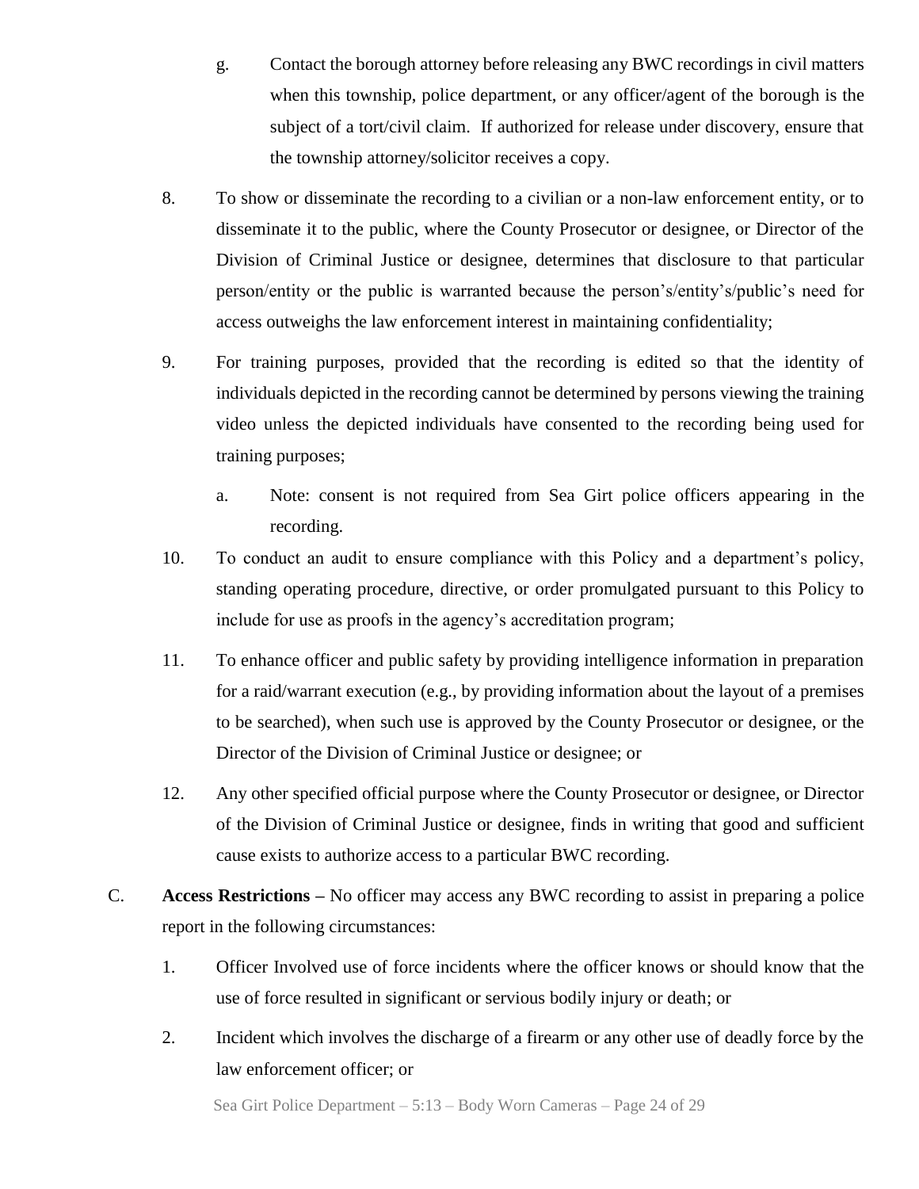g. Contact the borough attorney before releasing any BWC recordings in civil matters when this township, police department, or any officer/agent of the borough is the subject of a tort/civil claim. If authorized for release under discovery, ensure that the township attorney/solicitor receives a copy.

8. To show or disseminate the recording to a civilian or a non-law enforcement entity, or to disseminate it to the public, where the County Prosecutor or designee, or Director of the Division of Criminal Justice or designee, determines that disclosure to that particular person/entity or the public is warranted because the person's/entity's/public's need for access outweighs the law enforcement interest in maintaining confidentiality;

9. For training purposes, provided that the recording is edited so that the identity of individuals depicted in the recording cannot be determined by persons viewing the training video unless the depicted individuals have consented to the recording being used for training purposes;

   a. Note: consent is not required from Sea Girt police officers appearing in the recording.

10. To conduct an audit to ensure compliance with this Policy and a department's policy, standing operating procedure, directive, or order promulgated pursuant to this Policy to include for use as proofs in the agency's accreditation program;

11. To enhance officer and public safety by providing intelligence information in preparation for a raid/warrant execution (e.g., by providing information about the layout of a premises to be searched), when such use is approved by the County Prosecutor or designee, or the Director of the Division of Criminal Justice or designee; or

12. Any other specified official purpose where the County Prosecutor or designee, or Director of the Division of Criminal Justice or designee, finds in writing that good and sufficient cause exists to authorize access to a particular BWC recording.

C. **Access Restrictions –** No officer may access any BWC recording to assist in preparing a police report in the following circumstances:

   1. Officer Involved use of force incidents where the officer knows or should know that the use of force resulted in significant or servious bodily injury or death; or

   2. Incident which involves the discharge of a firearm or any other use of deadly force by the law enforcement officer; or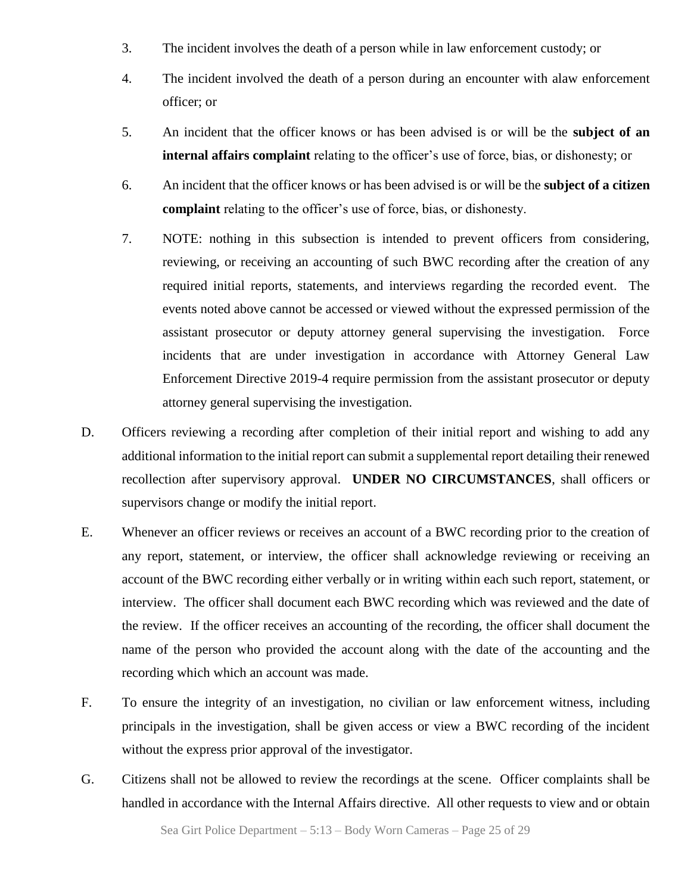3. The incident involves the death of a person while in law enforcement custody; or

4. The incident involved the death of a person during an encounter with alaw enforcement officer; or

5. An incident that the officer knows or has been advised is or will be the **subject of an internal affairs complaint** relating to the officer's use of force, bias, or dishonesty; or

6. An incident that the officer knows or has been advised is or will be the **subject of a citizen complaint** relating to the officer's use of force, bias, or dishonesty.

7. NOTE: nothing in this subsection is intended to prevent officers from considering, reviewing, or receiving an accounting of such BWC recording after the creation of any required initial reports, statements, and interviews regarding the recorded event. The events noted above cannot be accessed or viewed without the expressed permission of the assistant prosecutor or deputy attorney general supervising the investigation. Force incidents that are under investigation in accordance with Attorney General Law Enforcement Directive 2019-4 require permission from the assistant prosecutor or deputy attorney general supervising the investigation.

D. Officers reviewing a recording after completion of their initial report and wishing to add any additional information to the initial report can submit a supplemental report detailing their renewed recollection after supervisory approval. **UNDER NO CIRCUMSTANCES**, shall officers or supervisors change or modify the initial report.

E. Whenever an officer reviews or receives an account of a BWC recording prior to the creation of any report, statement, or interview, the officer shall acknowledge reviewing or receiving an account of the BWC recording either verbally or in writing within each such report, statement, or interview. The officer shall document each BWC recording which was reviewed and the date of the review. If the officer receives an accounting of the recording, the officer shall document the name of the person who provided the account along with the date of the accounting and the recording which which an account was made.

F. To ensure the integrity of an investigation, no civilian or law enforcement witness, including principals in the investigation, shall be given access or view a BWC recording of the incident without the express prior approval of the investigator.

G. Citizens shall not be allowed to review the recordings at the scene. Officer complaints shall be handled in accordance with the Internal Affairs directive. All other requests to view and or obtain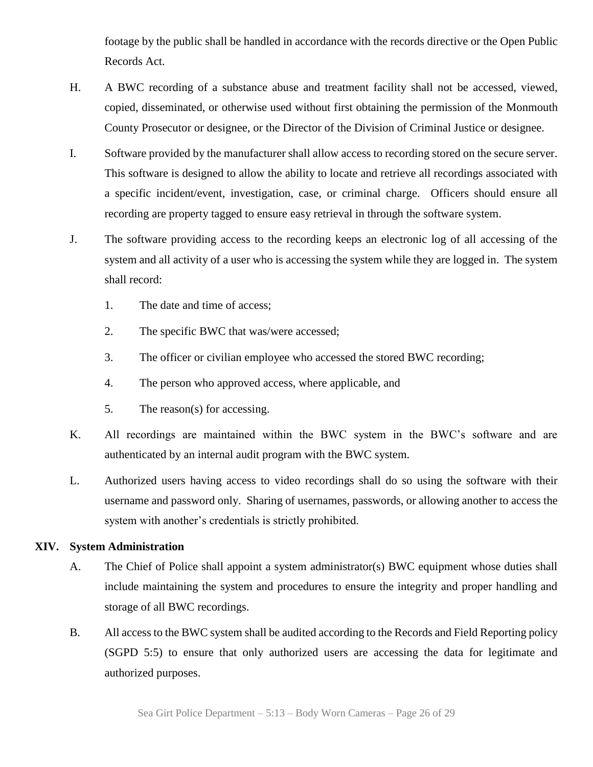footage by the public shall be handled in accordance with the records directive or the Open Public Records Act.

H. A BWC recording of a substance abuse and treatment facility shall not be accessed, viewed, copied, disseminated, or otherwise used without first obtaining the permission of the Monmouth County Prosecutor or designee, or the Director of the Division of Criminal Justice or designee.

I. Software provided by the manufacturer shall allow access to recording stored on the secure server. This software is designed to allow the ability to locate and retrieve all recordings associated with a specific incident/event, investigation, case, or criminal charge. Officers should ensure all recording are property tagged to ensure easy retrieval in through the software system.

J. The software providing access to the recording keeps an electronic log of all accessing of the system and all activity of a user who is accessing the system while they are logged in. The system shall record:

1. The date and time of access;
2. The specific BWC that was/were accessed;
3. The officer or civilian employee who accessed the stored BWC recording;
4. The person who approved access, where applicable, and
5. The reason(s) for accessing.

K. All recordings are maintained within the BWC system in the BWC's software and are authenticated by an internal audit program with the BWC system.

L. Authorized users having access to video recordings shall do so using the software with their username and password only. Sharing of usernames, passwords, or allowing another to access the system with another's credentials is strictly prohibited.

## XIV. System Administration

A. The Chief of Police shall appoint a system administrator(s) BWC equipment whose duties shall include maintaining the system and procedures to ensure the integrity and proper handling and storage of all BWC recordings.

B. All access to the BWC system shall be audited according to the Records and Field Reporting policy (SGPD 5:5) to ensure that only authorized users are accessing the data for legitimate and authorized purposes.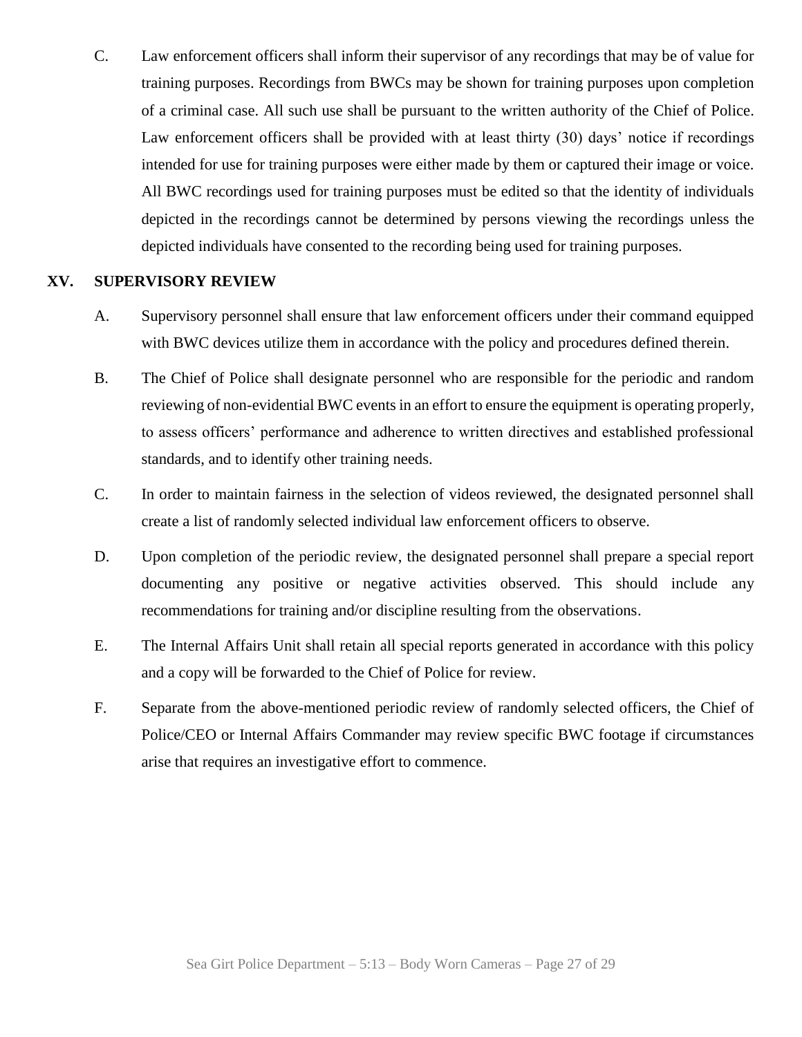C. Law enforcement officers shall inform their supervisor of any recordings that may be of value for training purposes. Recordings from BWCs may be shown for training purposes upon completion of a criminal case. All such use shall be pursuant to the written authority of the Chief of Police. Law enforcement officers shall be provided with at least thirty (30) days' notice if recordings intended for use for training purposes were either made by them or captured their image or voice. All BWC recordings used for training purposes must be edited so that the identity of individuals depicted in the recordings cannot be determined by persons viewing the recordings unless the depicted individuals have consented to the recording being used for training purposes.

## XV. SUPERVISORY REVIEW

A. Supervisory personnel shall ensure that law enforcement officers under their command equipped with BWC devices utilize them in accordance with the policy and procedures defined therein.

B. The Chief of Police shall designate personnel who are responsible for the periodic and random reviewing of non-evidential BWC events in an effort to ensure the equipment is operating properly, to assess officers' performance and adherence to written directives and established professional standards, and to identify other training needs.

C. In order to maintain fairness in the selection of videos reviewed, the designated personnel shall create a list of randomly selected individual law enforcement officers to observe.

D. Upon completion of the periodic review, the designated personnel shall prepare a special report documenting any positive or negative activities observed. This should include any recommendations for training and/or discipline resulting from the observations.

E. The Internal Affairs Unit shall retain all special reports generated in accordance with this policy and a copy will be forwarded to the Chief of Police for review.

F. Separate from the above-mentioned periodic review of randomly selected officers, the Chief of Police/CEO or Internal Affairs Commander may review specific BWC footage if circumstances arise that requires an investigative effort to commence.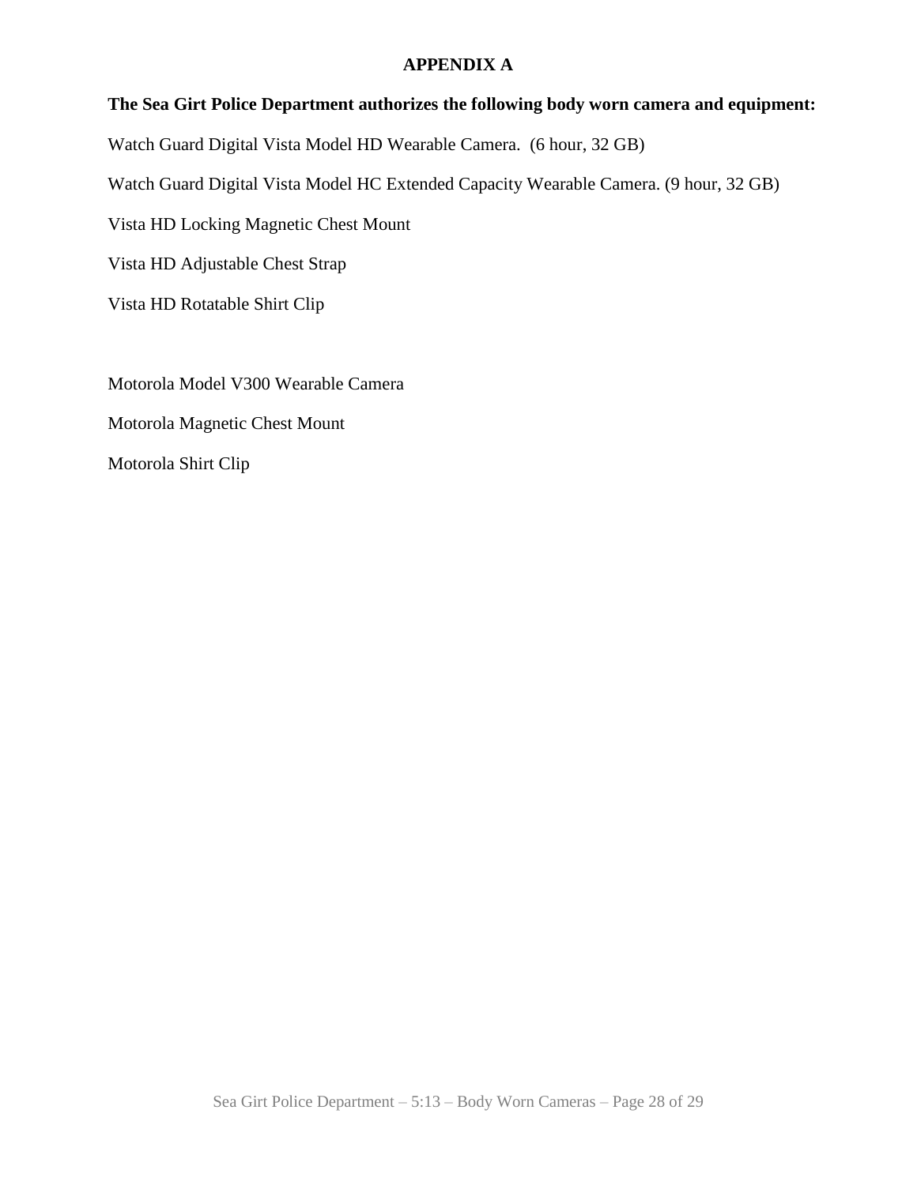# APPENDIX A

**The Sea Girt Police Department authorizes the following body worn camera and equipment:**

Watch Guard Digital Vista Model HD Wearable Camera. (6 hour, 32 GB)

Watch Guard Digital Vista Model HC Extended Capacity Wearable Camera. (9 hour, 32 GB)

Vista HD Locking Magnetic Chest Mount

Vista HD Adjustable Chest Strap

Vista HD Rotatable Shirt Clip

Motorola Model V300 Wearable Camera

Motorola Magnetic Chest Mount

Motorola Shirt Clip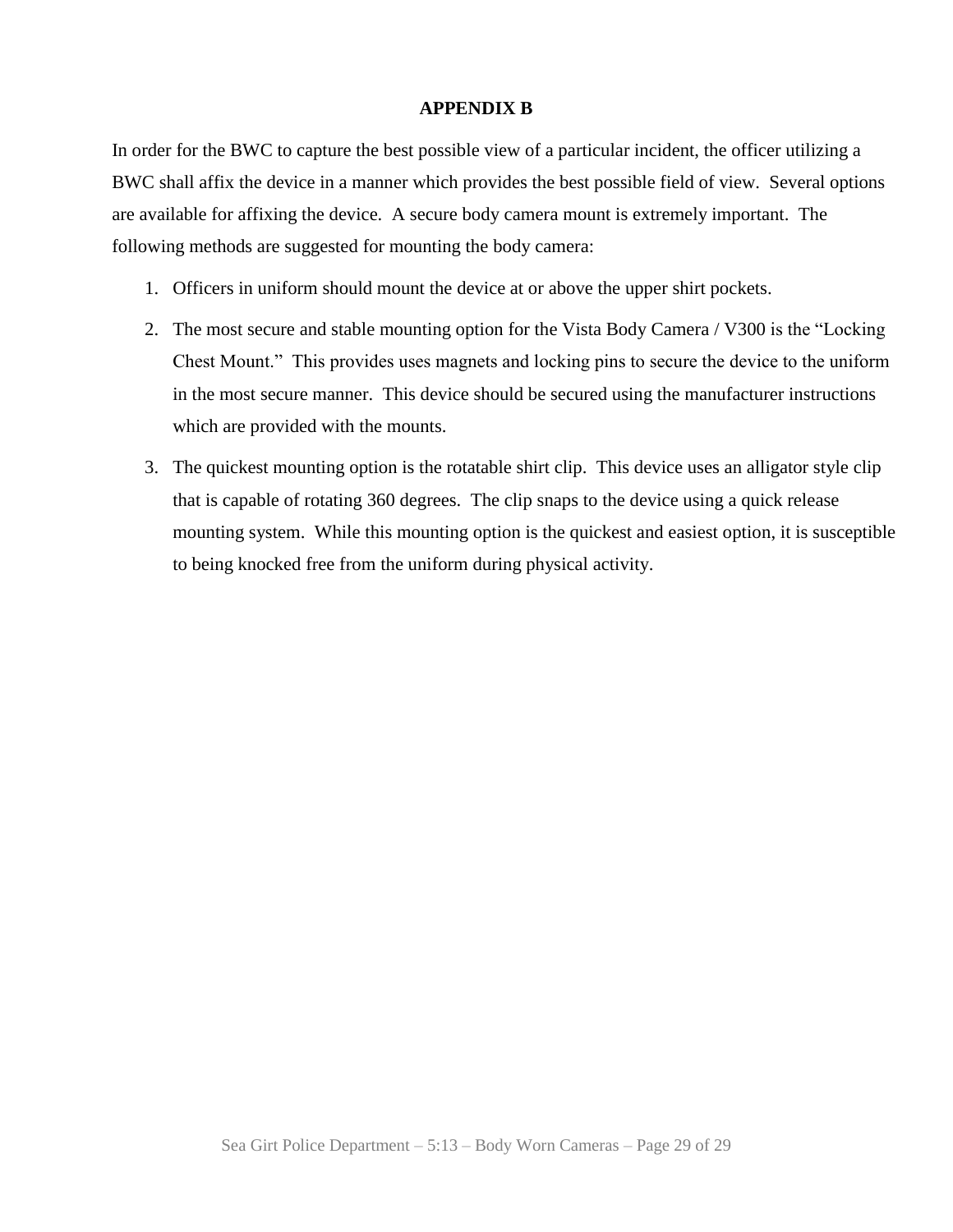# APPENDIX B

In order for the BWC to capture the best possible view of a particular incident, the officer utilizing a BWC shall affix the device in a manner which provides the best possible field of view. Several options are available for affixing the device. A secure body camera mount is extremely important. The following methods are suggested for mounting the body camera:

1. Officers in uniform should mount the device at or above the upper shirt pockets.
2. The most secure and stable mounting option for the Vista Body Camera / V300 is the "Locking Chest Mount." This provides uses magnets and locking pins to secure the device to the uniform in the most secure manner. This device should be secured using the manufacturer instructions which are provided with the mounts.
3. The quickest mounting option is the rotatable shirt clip. This device uses an alligator style clip that is capable of rotating 360 degrees. The clip snaps to the device using a quick release mounting system. While this mounting option is the quickest and easiest option, it is susceptible to being knocked free from the uniform during physical activity.